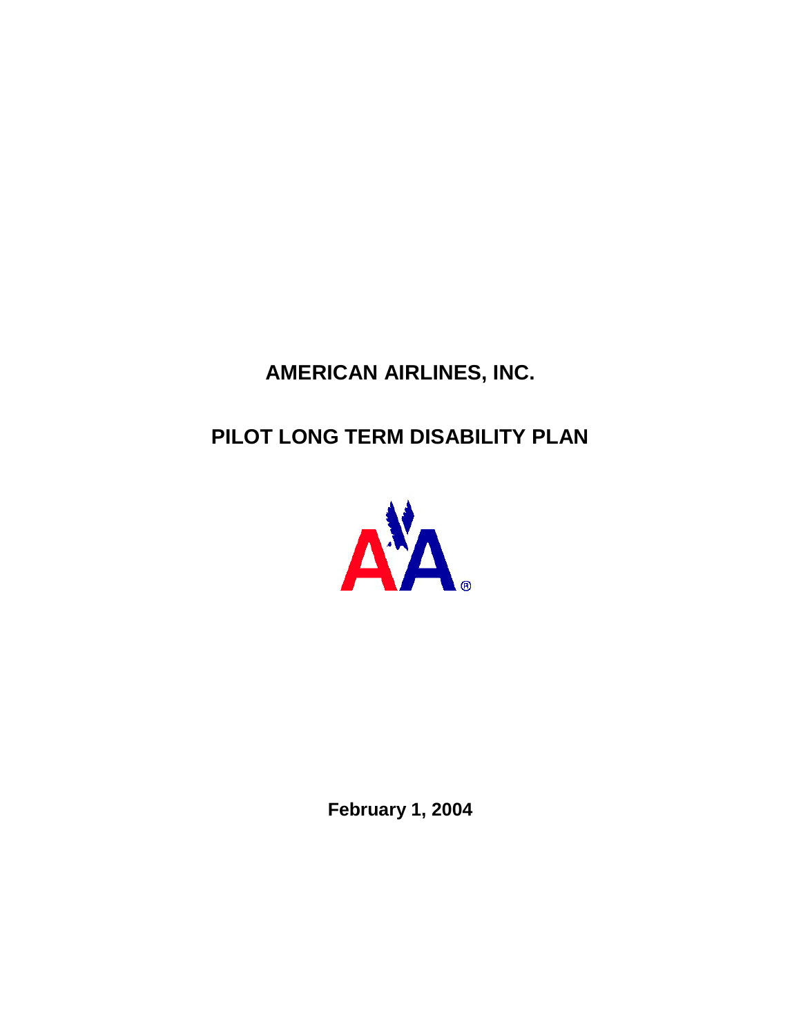# AMERICAN AIRLINES, INC.

# PILOT LONG TERM DISABILITY PLAN

**February 1, 2004**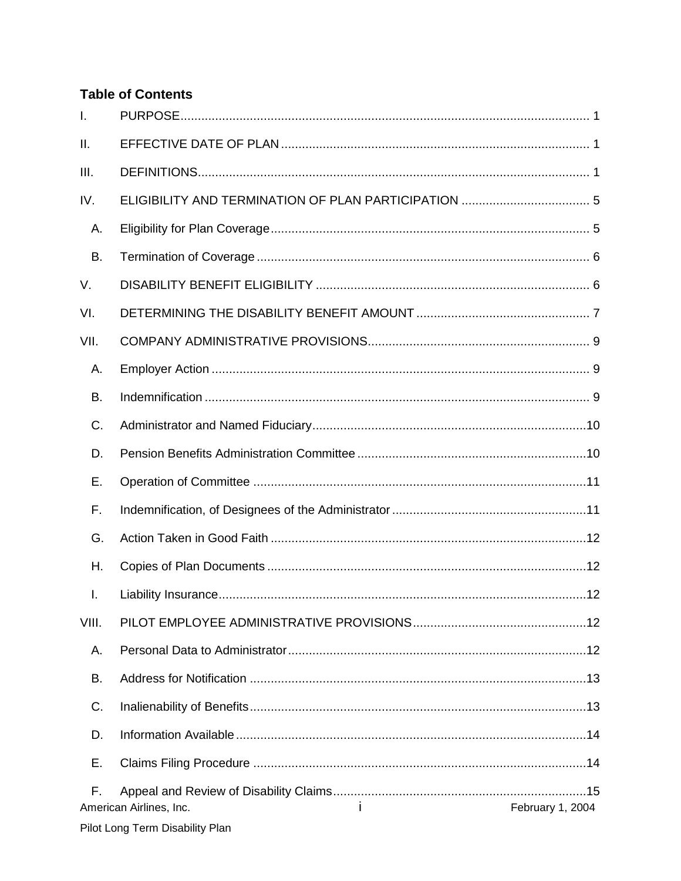## Table of Contents

| | | |
|---|---|---|
| I. | PURPOSE | 1 |
| II. | EFFECTIVE DATE OF PLAN | 1 |
| III. | DEFINITIONS | 1 |
| IV. | ELIGIBILITY AND TERMINATION OF PLAN PARTICIPATION | 5 |
| A. | Eligibility for Plan Coverage | 5 |
| B. | Termination of Coverage | 6 |
| V. | DISABILITY BENEFIT ELIGIBILITY | 6 |
| VI. | DETERMINING THE DISABILITY BENEFIT AMOUNT | 7 |
| VII. | COMPANY ADMINISTRATIVE PROVISIONS | 9 |
| A. | Employer Action | 9 |
| B. | Indemnification | 9 |
| C. | Administrator and Named Fiduciary | 10 |
| D. | Pension Benefits Administration Committee | 10 |
| E. | Operation of Committee | 11 |
| F. | Indemnification, of Designees of the Administrator | 11 |
| G. | Action Taken in Good Faith | 12 |
| H. | Copies of Plan Documents | 12 |
| I. | Liability Insurance | 12 |
| VIII. | PILOT EMPLOYEE ADMINISTRATIVE PROVISIONS | 12 |
| A. | Personal Data to Administrator | 12 |
| B. | Address for Notification | 13 |
| C. | Inalienability of Benefits | 13 |
| D. | Information Available | 14 |
| E. | Claims Filing Procedure | 14 |
| F. | Appeal and Review of Disability Claims | 15 |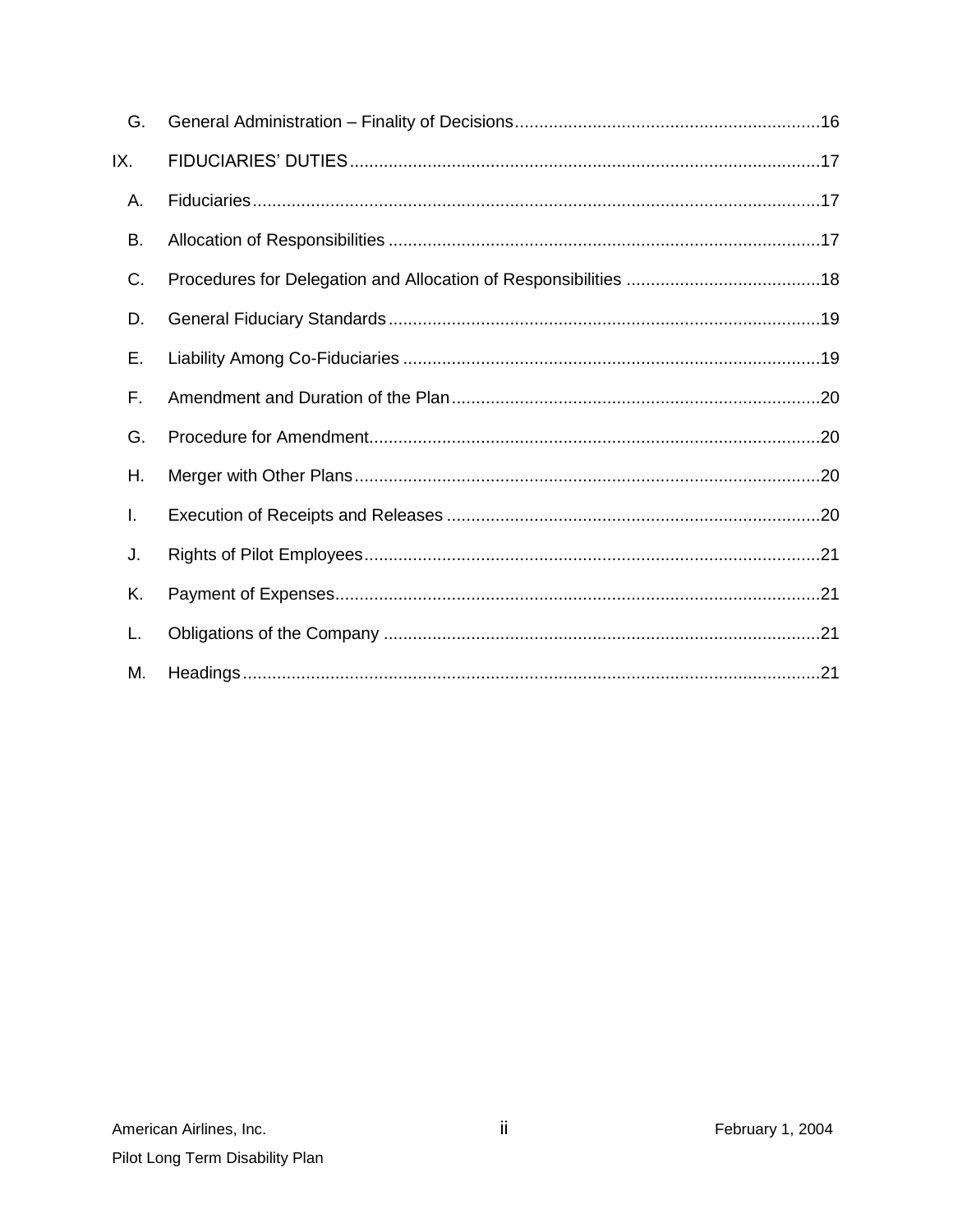G. General Administration – Finality of Decisions ............ 16

IX. FIDUCIARIES' DUTIES ............ 17

A. Fiduciaries ............ 17

B. Allocation of Responsibilities ............ 17

C. Procedures for Delegation and Allocation of Responsibilities ............ 18

D. General Fiduciary Standards ............ 19

E. Liability Among Co-Fiduciaries ............ 19

F. Amendment and Duration of the Plan ............ 20

G. Procedure for Amendment ............ 20

H. Merger with Other Plans ............ 20

I. Execution of Receipts and Releases ............ 20

J. Rights of Pilot Employees ............ 21

K. Payment of Expenses ............ 21

L. Obligations of the Company ............ 21

M. Headings ............ 21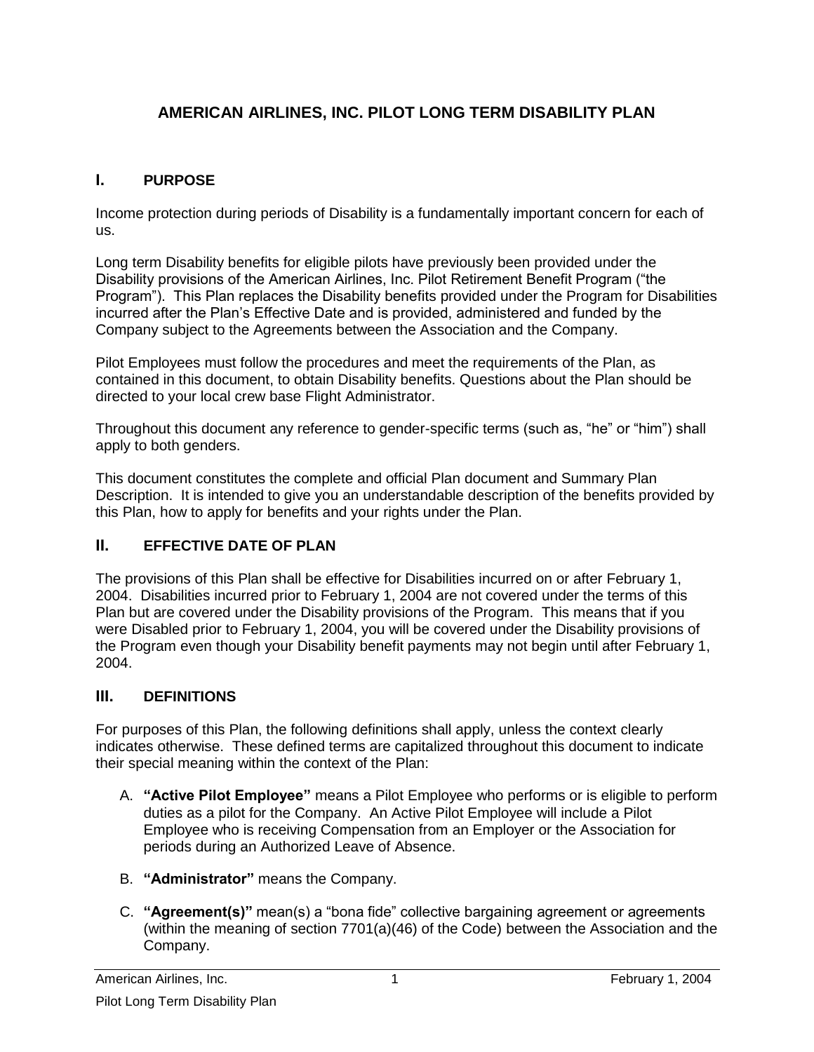# AMERICAN AIRLINES, INC. PILOT LONG TERM DISABILITY PLAN

## I. PURPOSE

Income protection during periods of Disability is a fundamentally important concern for each of us.

Long term Disability benefits for eligible pilots have previously been provided under the Disability provisions of the American Airlines, Inc. Pilot Retirement Benefit Program ("the Program"). This Plan replaces the Disability benefits provided under the Program for Disabilities incurred after the Plan's Effective Date and is provided, administered and funded by the Company subject to the Agreements between the Association and the Company.

Pilot Employees must follow the procedures and meet the requirements of the Plan, as contained in this document, to obtain Disability benefits. Questions about the Plan should be directed to your local crew base Flight Administrator.

Throughout this document any reference to gender-specific terms (such as, "he" or "him") shall apply to both genders.

This document constitutes the complete and official Plan document and Summary Plan Description. It is intended to give you an understandable description of the benefits provided by this Plan, how to apply for benefits and your rights under the Plan.

## II. EFFECTIVE DATE OF PLAN

The provisions of this Plan shall be effective for Disabilities incurred on or after February 1, 2004. Disabilities incurred prior to February 1, 2004 are not covered under the terms of this Plan but are covered under the Disability provisions of the Program. This means that if you were Disabled prior to February 1, 2004, you will be covered under the Disability provisions of the Program even though your Disability benefit payments may not begin until after February 1, 2004.

## III. DEFINITIONS

For purposes of this Plan, the following definitions shall apply, unless the context clearly indicates otherwise. These defined terms are capitalized throughout this document to indicate their special meaning within the context of the Plan:

A. **"Active Pilot Employee"** means a Pilot Employee who performs or is eligible to perform duties as a pilot for the Company. An Active Pilot Employee will include a Pilot Employee who is receiving Compensation from an Employer or the Association for periods during an Authorized Leave of Absence.

B. **"Administrator"** means the Company.

C. **"Agreement(s)"** mean(s) a "bona fide" collective bargaining agreement or agreements (within the meaning of section 7701(a)(46) of the Code) between the Association and the Company.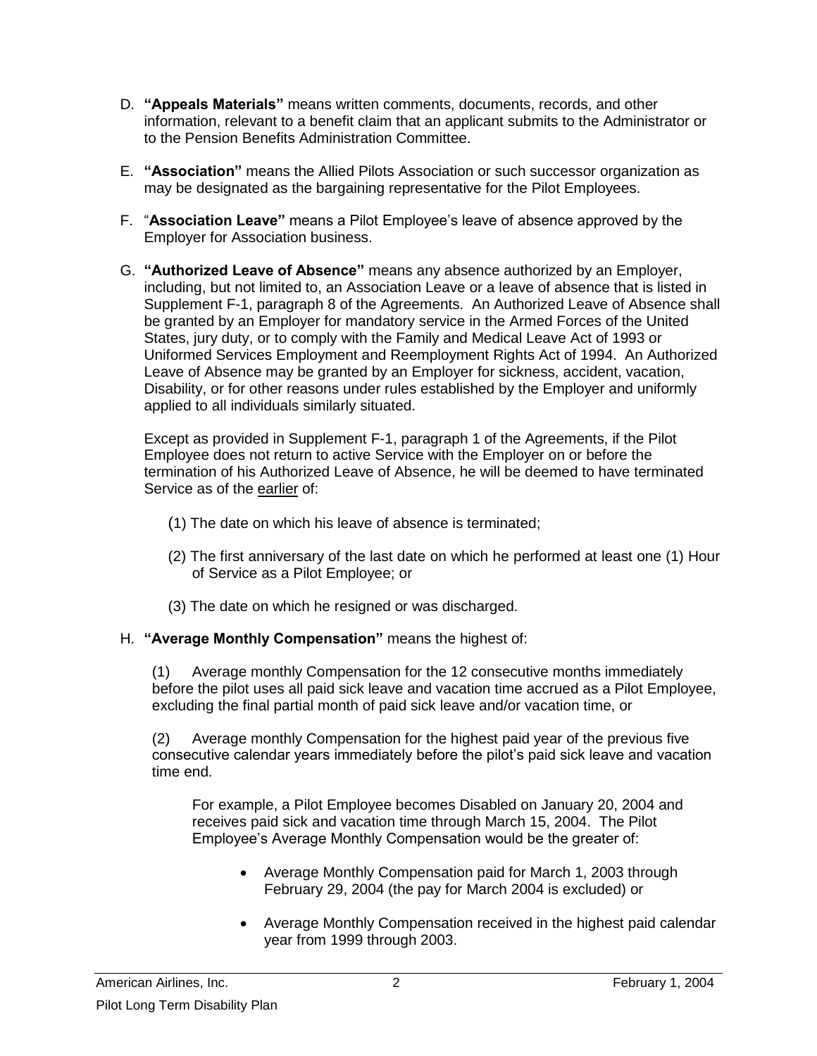D. **"Appeals Materials"** means written comments, documents, records, and other information, relevant to a benefit claim that an applicant submits to the Administrator or to the Pension Benefits Administration Committee.

E. **"Association"** means the Allied Pilots Association or such successor organization as may be designated as the bargaining representative for the Pilot Employees.

F. "**Association Leave"** means a Pilot Employee's leave of absence approved by the Employer for Association business.

G. **"Authorized Leave of Absence"** means any absence authorized by an Employer, including, but not limited to, an Association Leave or a leave of absence that is listed in Supplement F-1, paragraph 8 of the Agreements. An Authorized Leave of Absence shall be granted by an Employer for mandatory service in the Armed Forces of the United States, jury duty, or to comply with the Family and Medical Leave Act of 1993 or Uniformed Services Employment and Reemployment Rights Act of 1994. An Authorized Leave of Absence may be granted by an Employer for sickness, accident, vacation, Disability, or for other reasons under rules established by the Employer and uniformly applied to all individuals similarly situated.

   Except as provided in Supplement F-1, paragraph 1 of the Agreements, if the Pilot Employee does not return to active Service with the Employer on or before the termination of his Authorized Leave of Absence, he will be deemed to have terminated Service as of the <u>earlier</u> of:

   (1) The date on which his leave of absence is terminated;

   (2) The first anniversary of the last date on which he performed at least one (1) Hour of Service as a Pilot Employee; or

   (3) The date on which he resigned or was discharged.

H. **"Average Monthly Compensation"** means the highest of:

   (1) Average monthly Compensation for the 12 consecutive months immediately before the pilot uses all paid sick leave and vacation time accrued as a Pilot Employee, excluding the final partial month of paid sick leave and/or vacation time, or

   (2) Average monthly Compensation for the highest paid year of the previous five consecutive calendar years immediately before the pilot's paid sick leave and vacation time end.

   For example, a Pilot Employee becomes Disabled on January 20, 2004 and receives paid sick and vacation time through March 15, 2004. The Pilot Employee's Average Monthly Compensation would be the greater of:

   - Average Monthly Compensation paid for March 1, 2003 through February 29, 2004 (the pay for March 2004 is excluded) or
   - Average Monthly Compensation received in the highest paid calendar year from 1999 through 2003.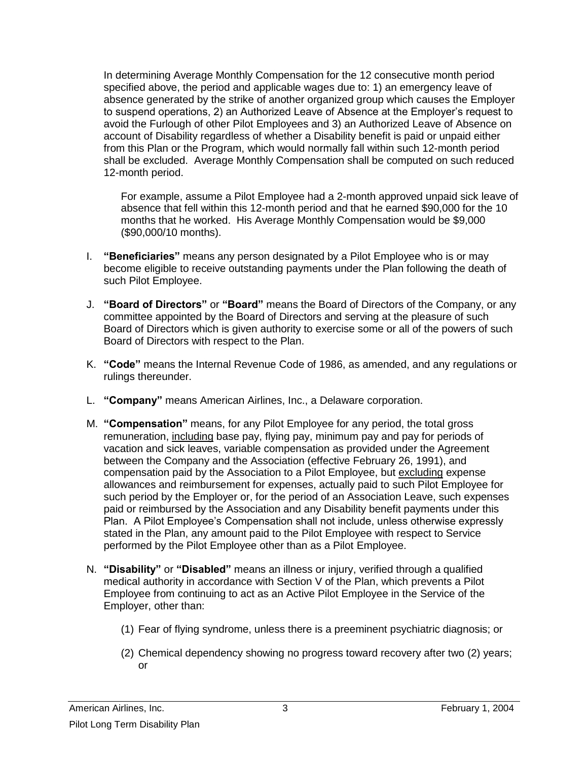In determining Average Monthly Compensation for the 12 consecutive month period specified above, the period and applicable wages due to: 1) an emergency leave of absence generated by the strike of another organized group which causes the Employer to suspend operations, 2) an Authorized Leave of Absence at the Employer's request to avoid the Furlough of other Pilot Employees and 3) an Authorized Leave of Absence on account of Disability regardless of whether a Disability benefit is paid or unpaid either from this Plan or the Program, which would normally fall within such 12-month period shall be excluded. Average Monthly Compensation shall be computed on such reduced 12-month period.

For example, assume a Pilot Employee had a 2-month approved unpaid sick leave of absence that fell within this 12-month period and that he earned $90,000 for the 10 months that he worked. His Average Monthly Compensation would be $9,000 ($90,000/10 months).

I. **"Beneficiaries"** means any person designated by a Pilot Employee who is or may become eligible to receive outstanding payments under the Plan following the death of such Pilot Employee.

J. **"Board of Directors"** or **"Board"** means the Board of Directors of the Company, or any committee appointed by the Board of Directors and serving at the pleasure of such Board of Directors which is given authority to exercise some or all of the powers of such Board of Directors with respect to the Plan.

K. **"Code"** means the Internal Revenue Code of 1986, as amended, and any regulations or rulings thereunder.

L. **"Company"** means American Airlines, Inc., a Delaware corporation.

M. **"Compensation"** means, for any Pilot Employee for any period, the total gross remuneration, <u>including</u> base pay, flying pay, minimum pay and pay for periods of vacation and sick leaves, variable compensation as provided under the Agreement between the Company and the Association (effective February 26, 1991), and compensation paid by the Association to a Pilot Employee, but <u>excluding</u> expense allowances and reimbursement for expenses, actually paid to such Pilot Employee for such period by the Employer or, for the period of an Association Leave, such expenses paid or reimbursed by the Association and any Disability benefit payments under this Plan. A Pilot Employee's Compensation shall not include, unless otherwise expressly stated in the Plan, any amount paid to the Pilot Employee with respect to Service performed by the Pilot Employee other than as a Pilot Employee.

N. **"Disability"** or **"Disabled"** means an illness or injury, verified through a qualified medical authority in accordance with Section V of the Plan, which prevents a Pilot Employee from continuing to act as an Active Pilot Employee in the Service of the Employer, other than:

   (1) Fear of flying syndrome, unless there is a preeminent psychiatric diagnosis; or

   (2) Chemical dependency showing no progress toward recovery after two (2) years; or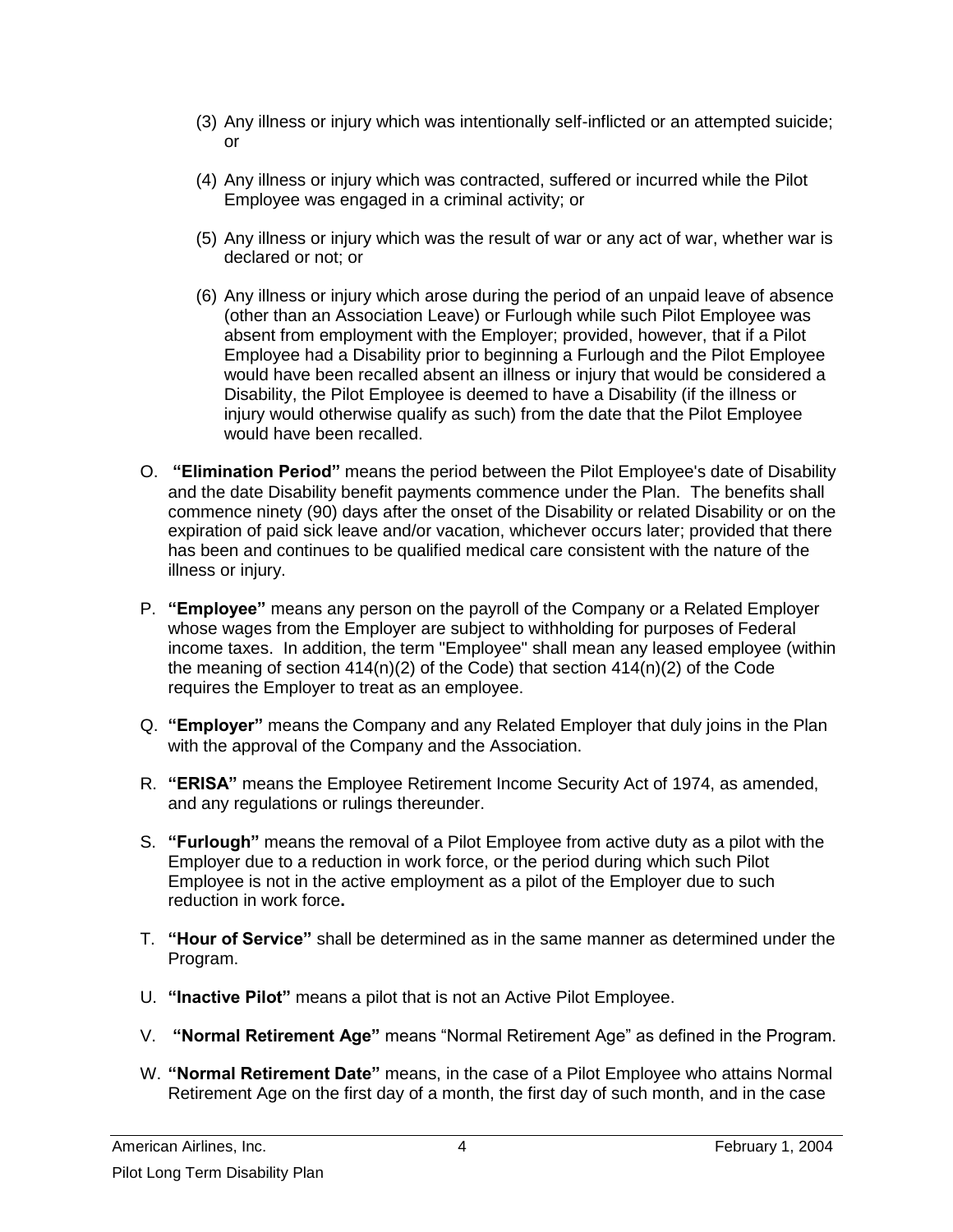(3) Any illness or injury which was intentionally self-inflicted or an attempted suicide; or

(4) Any illness or injury which was contracted, suffered or incurred while the Pilot Employee was engaged in a criminal activity; or

(5) Any illness or injury which was the result of war or any act of war, whether war is declared or not; or

(6) Any illness or injury which arose during the period of an unpaid leave of absence (other than an Association Leave) or Furlough while such Pilot Employee was absent from employment with the Employer; provided, however, that if a Pilot Employee had a Disability prior to beginning a Furlough and the Pilot Employee would have been recalled absent an illness or injury that would be considered a Disability, the Pilot Employee is deemed to have a Disability (if the illness or injury would otherwise qualify as such) from the date that the Pilot Employee would have been recalled.

O. **"Elimination Period"** means the period between the Pilot Employee's date of Disability and the date Disability benefit payments commence under the Plan. The benefits shall commence ninety (90) days after the onset of the Disability or related Disability or on the expiration of paid sick leave and/or vacation, whichever occurs later; provided that there has been and continues to be qualified medical care consistent with the nature of the illness or injury.

P. **"Employee"** means any person on the payroll of the Company or a Related Employer whose wages from the Employer are subject to withholding for purposes of Federal income taxes. In addition, the term "Employee" shall mean any leased employee (within the meaning of section 414(n)(2) of the Code) that section 414(n)(2) of the Code requires the Employer to treat as an employee.

Q. **"Employer"** means the Company and any Related Employer that duly joins in the Plan with the approval of the Company and the Association.

R. **"ERISA"** means the Employee Retirement Income Security Act of 1974, as amended, and any regulations or rulings thereunder.

S. **"Furlough"** means the removal of a Pilot Employee from active duty as a pilot with the Employer due to a reduction in work force, or the period during which such Pilot Employee is not in the active employment as a pilot of the Employer due to such reduction in work force**.**

T. **"Hour of Service"** shall be determined as in the same manner as determined under the Program.

U. **"Inactive Pilot"** means a pilot that is not an Active Pilot Employee.

V. **"Normal Retirement Age"** means "Normal Retirement Age" as defined in the Program.

W. **"Normal Retirement Date"** means, in the case of a Pilot Employee who attains Normal Retirement Age on the first day of a month, the first day of such month, and in the case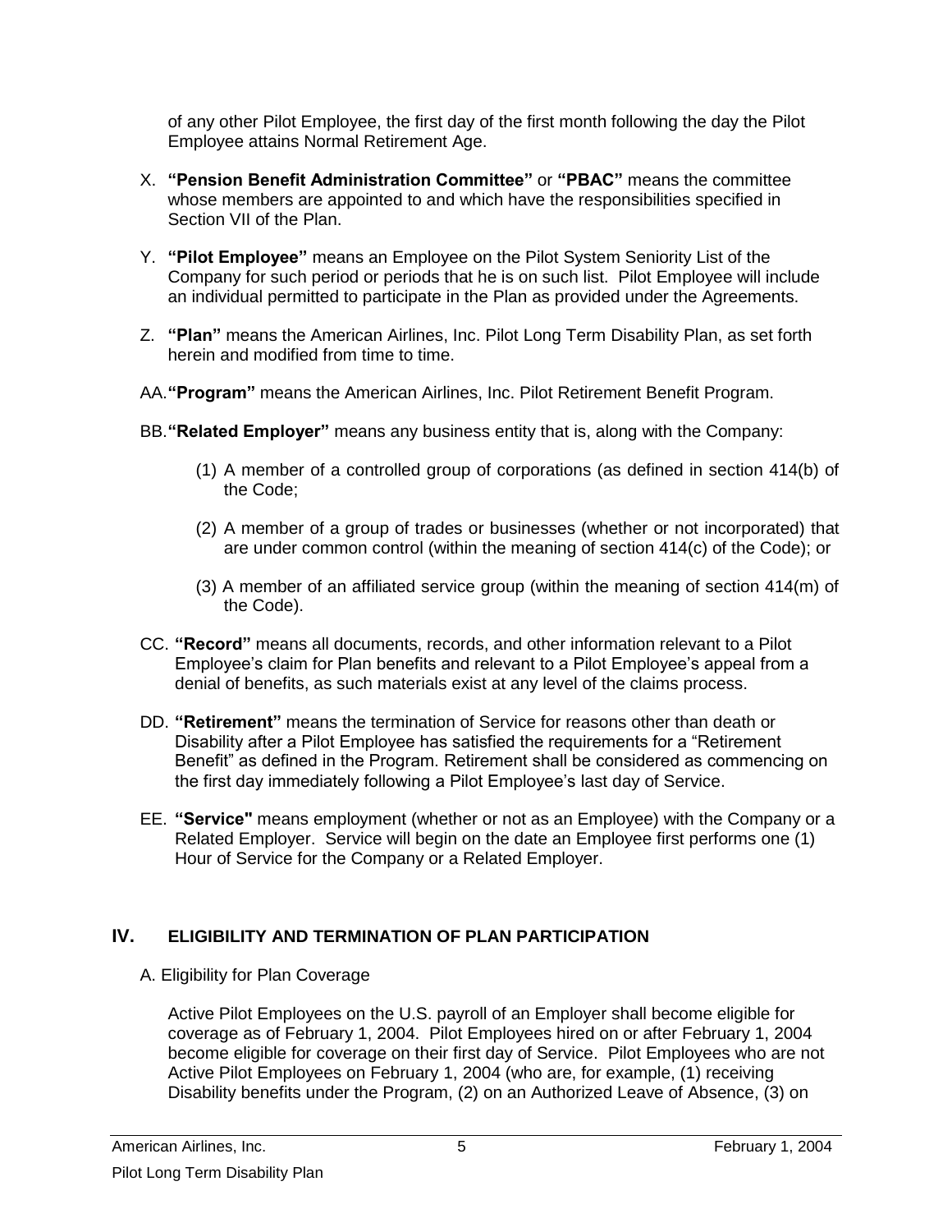of any other Pilot Employee, the first day of the first month following the day the Pilot Employee attains Normal Retirement Age.

X. **"Pension Benefit Administration Committee"** or **"PBAC"** means the committee whose members are appointed to and which have the responsibilities specified in Section VII of the Plan.

Y. **"Pilot Employee"** means an Employee on the Pilot System Seniority List of the Company for such period or periods that he is on such list. Pilot Employee will include an individual permitted to participate in the Plan as provided under the Agreements.

Z. **"Plan"** means the American Airlines, Inc. Pilot Long Term Disability Plan, as set forth herein and modified from time to time.

AA. **"Program"** means the American Airlines, Inc. Pilot Retirement Benefit Program.

BB. **"Related Employer"** means any business entity that is, along with the Company:

(1) A member of a controlled group of corporations (as defined in section 414(b) of the Code;

(2) A member of a group of trades or businesses (whether or not incorporated) that are under common control (within the meaning of section 414(c) of the Code); or

(3) A member of an affiliated service group (within the meaning of section 414(m) of the Code).

CC. **"Record"** means all documents, records, and other information relevant to a Pilot Employee's claim for Plan benefits and relevant to a Pilot Employee's appeal from a denial of benefits, as such materials exist at any level of the claims process.

DD. **"Retirement"** means the termination of Service for reasons other than death or Disability after a Pilot Employee has satisfied the requirements for a "Retirement Benefit" as defined in the Program. Retirement shall be considered as commencing on the first day immediately following a Pilot Employee's last day of Service.

EE. **"Service"** means employment (whether or not as an Employee) with the Company or a Related Employer. Service will begin on the date an Employee first performs one (1) Hour of Service for the Company or a Related Employer.

## IV. ELIGIBILITY AND TERMINATION OF PLAN PARTICIPATION

A. Eligibility for Plan Coverage

Active Pilot Employees on the U.S. payroll of an Employer shall become eligible for coverage as of February 1, 2004. Pilot Employees hired on or after February 1, 2004 become eligible for coverage on their first day of Service. Pilot Employees who are not Active Pilot Employees on February 1, 2004 (who are, for example, (1) receiving Disability benefits under the Program, (2) on an Authorized Leave of Absence, (3) on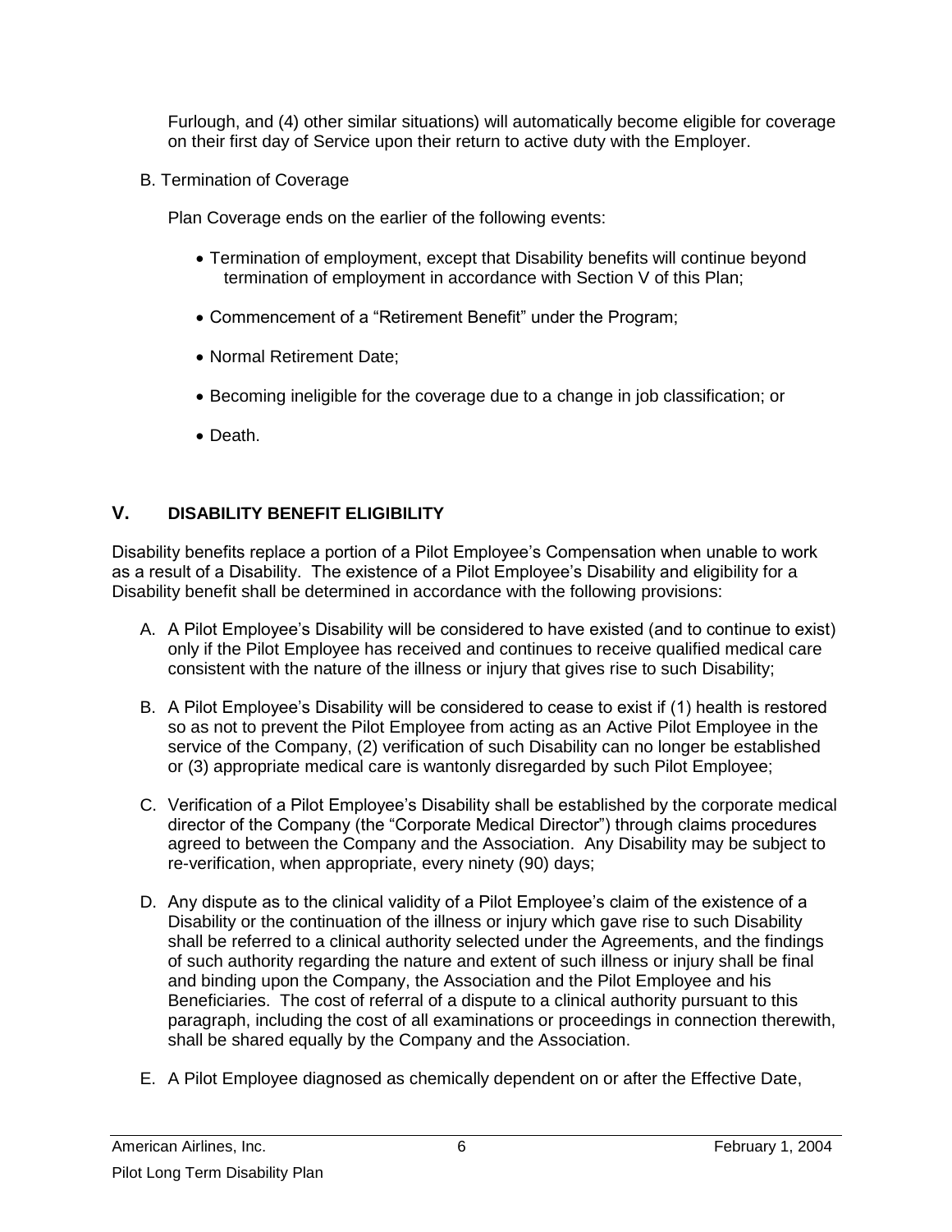Furlough, and (4) other similar situations) will automatically become eligible for coverage on their first day of Service upon their return to active duty with the Employer.

B. Termination of Coverage

Plan Coverage ends on the earlier of the following events:

- Termination of employment, except that Disability benefits will continue beyond termination of employment in accordance with Section V of this Plan;
- Commencement of a "Retirement Benefit" under the Program;
- Normal Retirement Date;
- Becoming ineligible for the coverage due to a change in job classification; or
- Death.

## V. DISABILITY BENEFIT ELIGIBILITY

Disability benefits replace a portion of a Pilot Employee's Compensation when unable to work as a result of a Disability. The existence of a Pilot Employee's Disability and eligibility for a Disability benefit shall be determined in accordance with the following provisions:

A. A Pilot Employee's Disability will be considered to have existed (and to continue to exist) only if the Pilot Employee has received and continues to receive qualified medical care consistent with the nature of the illness or injury that gives rise to such Disability;

B. A Pilot Employee's Disability will be considered to cease to exist if (1) health is restored so as not to prevent the Pilot Employee from acting as an Active Pilot Employee in the service of the Company, (2) verification of such Disability can no longer be established or (3) appropriate medical care is wantonly disregarded by such Pilot Employee;

C. Verification of a Pilot Employee's Disability shall be established by the corporate medical director of the Company (the "Corporate Medical Director") through claims procedures agreed to between the Company and the Association. Any Disability may be subject to re-verification, when appropriate, every ninety (90) days;

D. Any dispute as to the clinical validity of a Pilot Employee's claim of the existence of a Disability or the continuation of the illness or injury which gave rise to such Disability shall be referred to a clinical authority selected under the Agreements, and the findings of such authority regarding the nature and extent of such illness or injury shall be final and binding upon the Company, the Association and the Pilot Employee and his Beneficiaries. The cost of referral of a dispute to a clinical authority pursuant to this paragraph, including the cost of all examinations or proceedings in connection therewith, shall be shared equally by the Company and the Association.

E. A Pilot Employee diagnosed as chemically dependent on or after the Effective Date,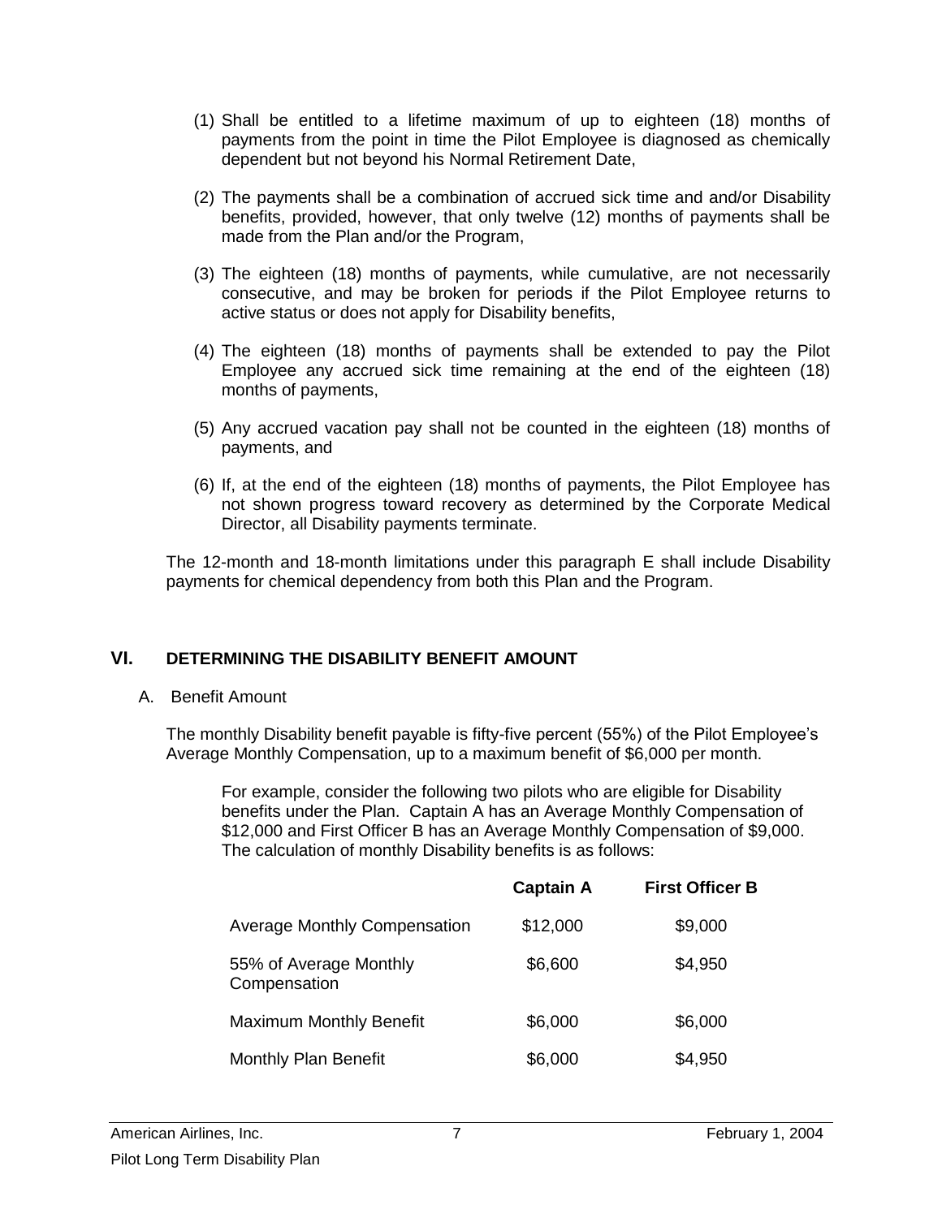(1) Shall be entitled to a lifetime maximum of up to eighteen (18) months of payments from the point in time the Pilot Employee is diagnosed as chemically dependent but not beyond his Normal Retirement Date,

(2) The payments shall be a combination of accrued sick time and and/or Disability benefits, provided, however, that only twelve (12) months of payments shall be made from the Plan and/or the Program,

(3) The eighteen (18) months of payments, while cumulative, are not necessarily consecutive, and may be broken for periods if the Pilot Employee returns to active status or does not apply for Disability benefits,

(4) The eighteen (18) months of payments shall be extended to pay the Pilot Employee any accrued sick time remaining at the end of the eighteen (18) months of payments,

(5) Any accrued vacation pay shall not be counted in the eighteen (18) months of payments, and

(6) If, at the end of the eighteen (18) months of payments, the Pilot Employee has not shown progress toward recovery as determined by the Corporate Medical Director, all Disability payments terminate.

The 12-month and 18-month limitations under this paragraph E shall include Disability payments for chemical dependency from both this Plan and the Program.

## VI. DETERMINING THE DISABILITY BENEFIT AMOUNT

A. Benefit Amount

The monthly Disability benefit payable is fifty-five percent (55%) of the Pilot Employee's Average Monthly Compensation, up to a maximum benefit of $6,000 per month.

For example, consider the following two pilots who are eligible for Disability benefits under the Plan. Captain A has an Average Monthly Compensation of $12,000 and First Officer B has an Average Monthly Compensation of $9,000. The calculation of monthly Disability benefits is as follows:

| | **Captain A** | **First Officer B** |
|---|---|---|
| Average Monthly Compensation | $12,000 | $9,000 |
| 55% of Average Monthly Compensation | $6,600 | $4,950 |
| Maximum Monthly Benefit | $6,000 | $6,000 |
| Monthly Plan Benefit | $6,000 | $4,950 |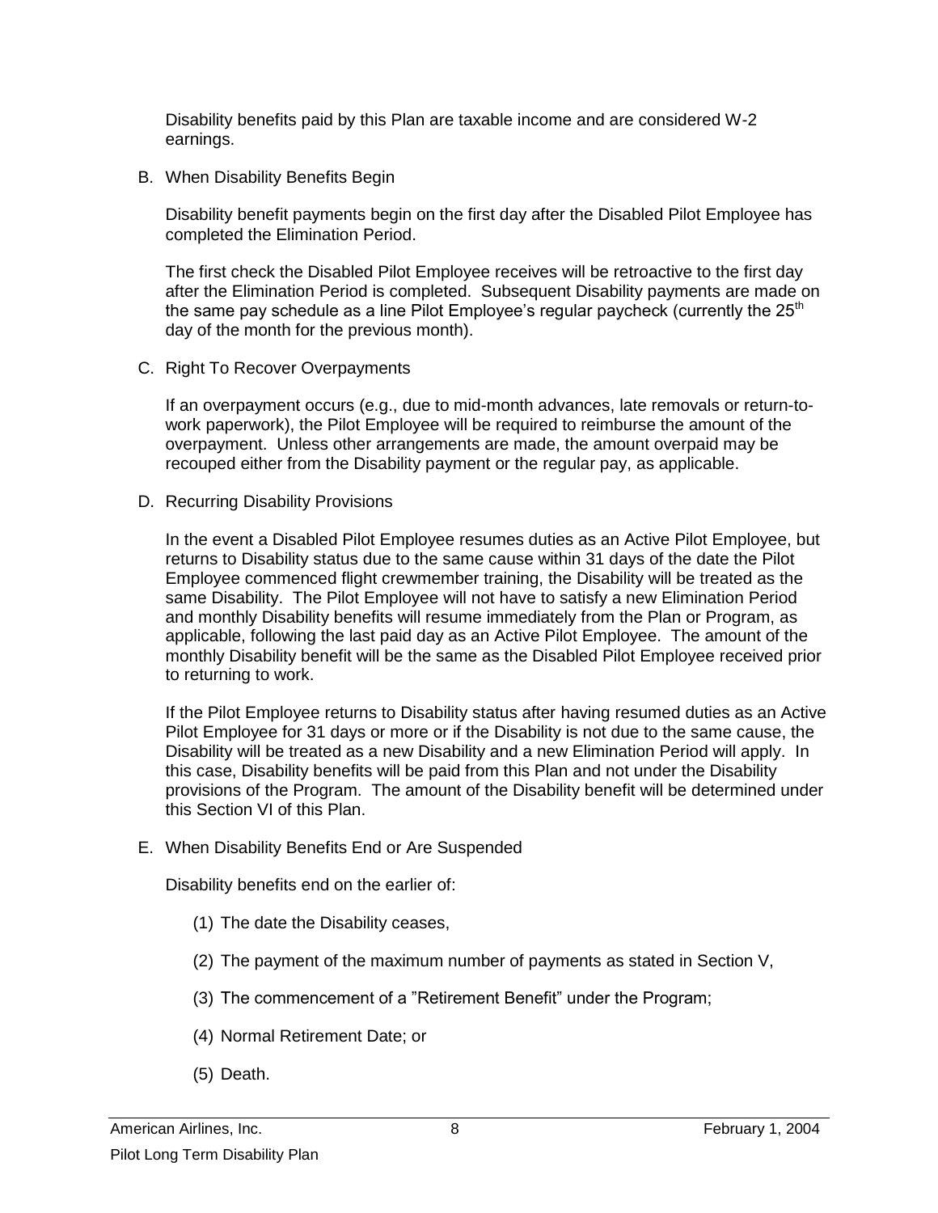Disability benefits paid by this Plan are taxable income and are considered W-2 earnings.

B. When Disability Benefits Begin

Disability benefit payments begin on the first day after the Disabled Pilot Employee has completed the Elimination Period.

The first check the Disabled Pilot Employee receives will be retroactive to the first day after the Elimination Period is completed. Subsequent Disability payments are made on the same pay schedule as a line Pilot Employee's regular paycheck (currently the 25th day of the month for the previous month).

C. Right To Recover Overpayments

If an overpayment occurs (e.g., due to mid-month advances, late removals or return-to-work paperwork), the Pilot Employee will be required to reimburse the amount of the overpayment. Unless other arrangements are made, the amount overpaid may be recouped either from the Disability payment or the regular pay, as applicable.

D. Recurring Disability Provisions

In the event a Disabled Pilot Employee resumes duties as an Active Pilot Employee, but returns to Disability status due to the same cause within 31 days of the date the Pilot Employee commenced flight crewmember training, the Disability will be treated as the same Disability. The Pilot Employee will not have to satisfy a new Elimination Period and monthly Disability benefits will resume immediately from the Plan or Program, as applicable, following the last paid day as an Active Pilot Employee. The amount of the monthly Disability benefit will be the same as the Disabled Pilot Employee received prior to returning to work.

If the Pilot Employee returns to Disability status after having resumed duties as an Active Pilot Employee for 31 days or more or if the Disability is not due to the same cause, the Disability will be treated as a new Disability and a new Elimination Period will apply. In this case, Disability benefits will be paid from this Plan and not under the Disability provisions of the Program. The amount of the Disability benefit will be determined under this Section VI of this Plan.

E. When Disability Benefits End or Are Suspended

Disability benefits end on the earlier of:

(1) The date the Disability ceases,

(2) The payment of the maximum number of payments as stated in Section V,

(3) The commencement of a "Retirement Benefit" under the Program;

(4) Normal Retirement Date; or

(5) Death.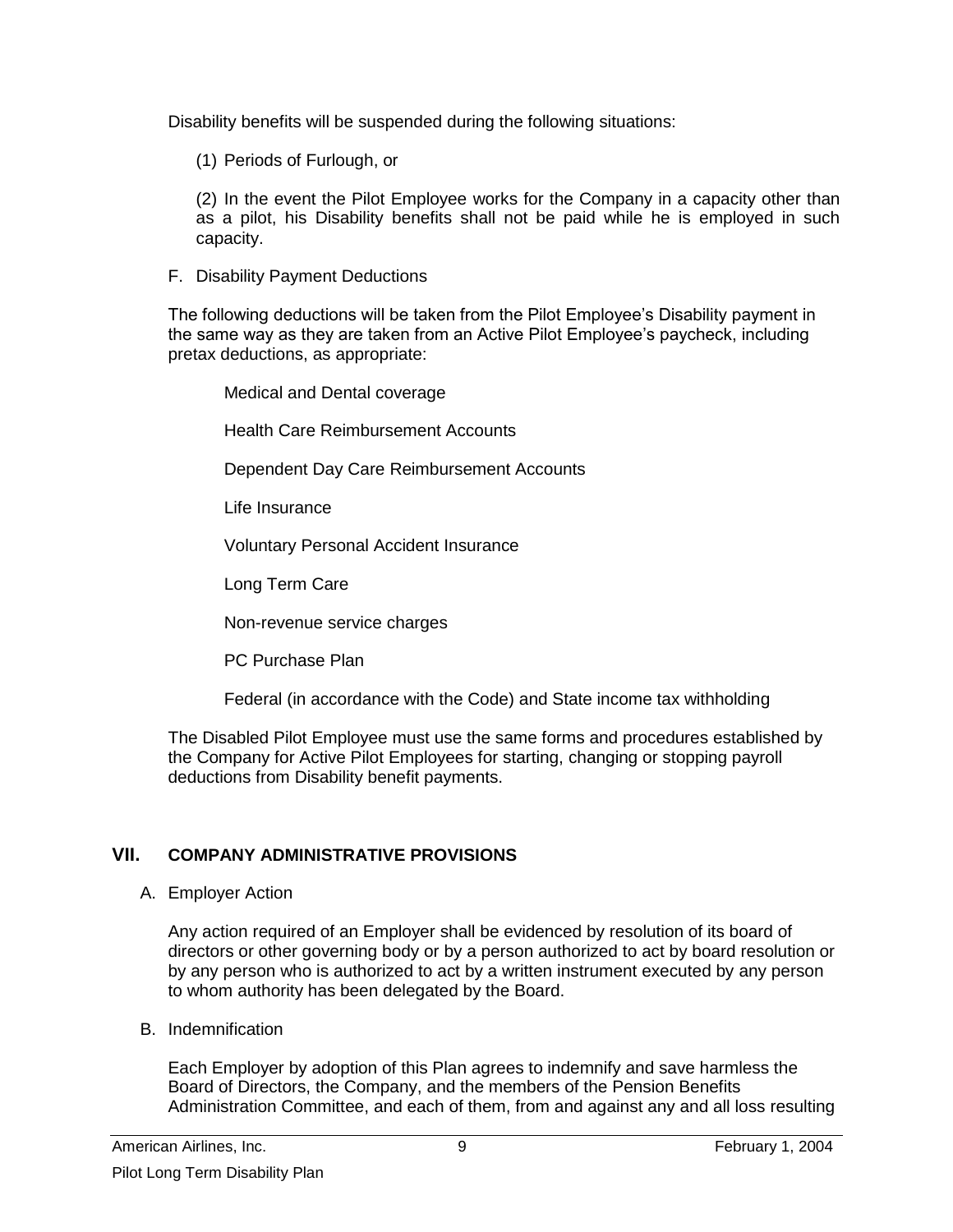Disability benefits will be suspended during the following situations:

(1) Periods of Furlough, or

(2) In the event the Pilot Employee works for the Company in a capacity other than as a pilot, his Disability benefits shall not be paid while he is employed in such capacity.

F. Disability Payment Deductions

The following deductions will be taken from the Pilot Employee's Disability payment in the same way as they are taken from an Active Pilot Employee's paycheck, including pretax deductions, as appropriate:

Medical and Dental coverage

Health Care Reimbursement Accounts

Dependent Day Care Reimbursement Accounts

Life Insurance

Voluntary Personal Accident Insurance

Long Term Care

Non-revenue service charges

PC Purchase Plan

Federal (in accordance with the Code) and State income tax withholding

The Disabled Pilot Employee must use the same forms and procedures established by the Company for Active Pilot Employees for starting, changing or stopping payroll deductions from Disability benefit payments.

## VII. COMPANY ADMINISTRATIVE PROVISIONS

A. Employer Action

Any action required of an Employer shall be evidenced by resolution of its board of directors or other governing body or by a person authorized to act by board resolution or by any person who is authorized to act by a written instrument executed by any person to whom authority has been delegated by the Board.

B. Indemnification

Each Employer by adoption of this Plan agrees to indemnify and save harmless the Board of Directors, the Company, and the members of the Pension Benefits Administration Committee, and each of them, from and against any and all loss resulting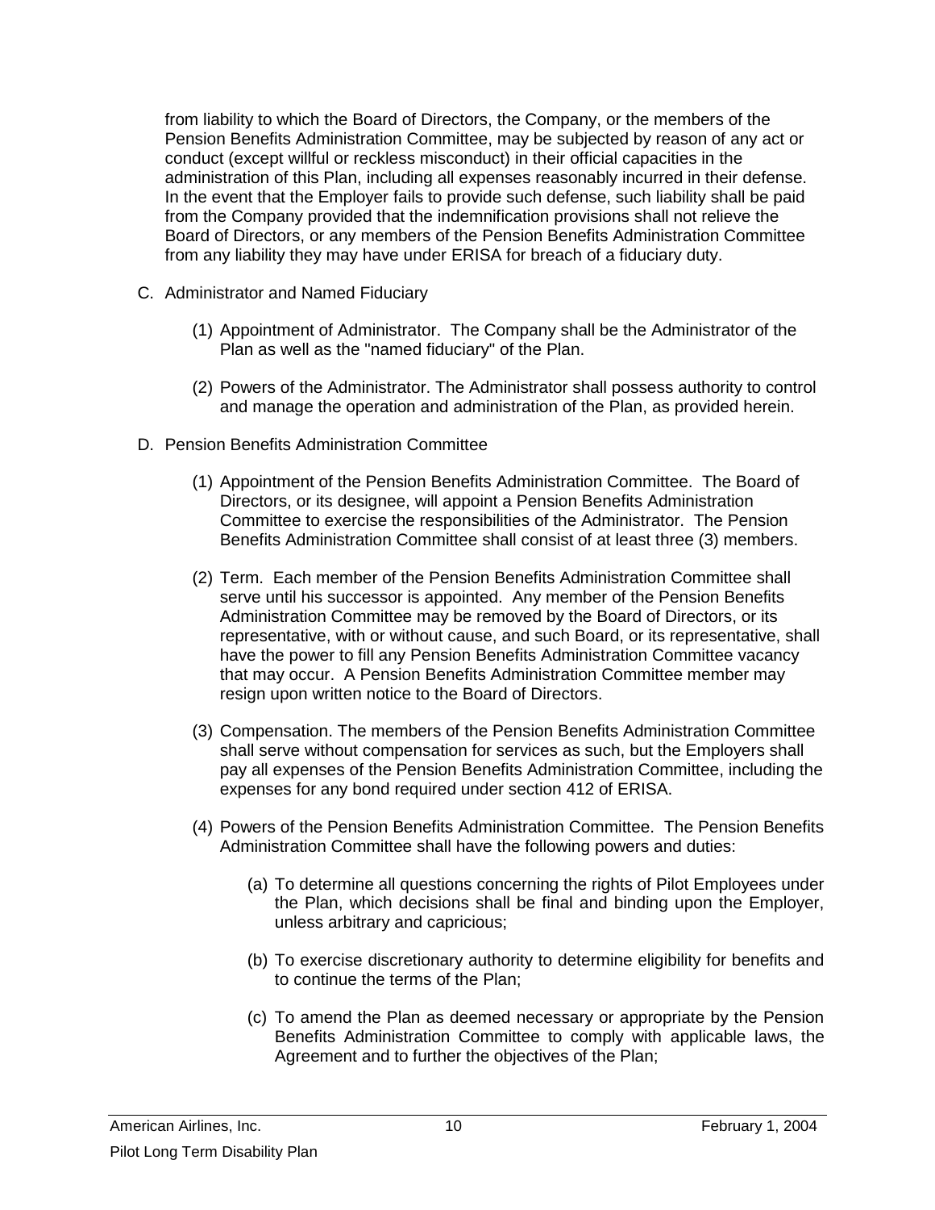from liability to which the Board of Directors, the Company, or the members of the Pension Benefits Administration Committee, may be subjected by reason of any act or conduct (except willful or reckless misconduct) in their official capacities in the administration of this Plan, including all expenses reasonably incurred in their defense. In the event that the Employer fails to provide such defense, such liability shall be paid from the Company provided that the indemnification provisions shall not relieve the Board of Directors, or any members of the Pension Benefits Administration Committee from any liability they may have under ERISA for breach of a fiduciary duty.

C. Administrator and Named Fiduciary

(1) Appointment of Administrator. The Company shall be the Administrator of the Plan as well as the "named fiduciary" of the Plan.

(2) Powers of the Administrator. The Administrator shall possess authority to control and manage the operation and administration of the Plan, as provided herein.

D. Pension Benefits Administration Committee

(1) Appointment of the Pension Benefits Administration Committee. The Board of Directors, or its designee, will appoint a Pension Benefits Administration Committee to exercise the responsibilities of the Administrator. The Pension Benefits Administration Committee shall consist of at least three (3) members.

(2) Term. Each member of the Pension Benefits Administration Committee shall serve until his successor is appointed. Any member of the Pension Benefits Administration Committee may be removed by the Board of Directors, or its representative, with or without cause, and such Board, or its representative, shall have the power to fill any Pension Benefits Administration Committee vacancy that may occur. A Pension Benefits Administration Committee member may resign upon written notice to the Board of Directors.

(3) Compensation. The members of the Pension Benefits Administration Committee shall serve without compensation for services as such, but the Employers shall pay all expenses of the Pension Benefits Administration Committee, including the expenses for any bond required under section 412 of ERISA.

(4) Powers of the Pension Benefits Administration Committee. The Pension Benefits Administration Committee shall have the following powers and duties:

(a) To determine all questions concerning the rights of Pilot Employees under the Plan, which decisions shall be final and binding upon the Employer, unless arbitrary and capricious;

(b) To exercise discretionary authority to determine eligibility for benefits and to continue the terms of the Plan;

(c) To amend the Plan as deemed necessary or appropriate by the Pension Benefits Administration Committee to comply with applicable laws, the Agreement and to further the objectives of the Plan;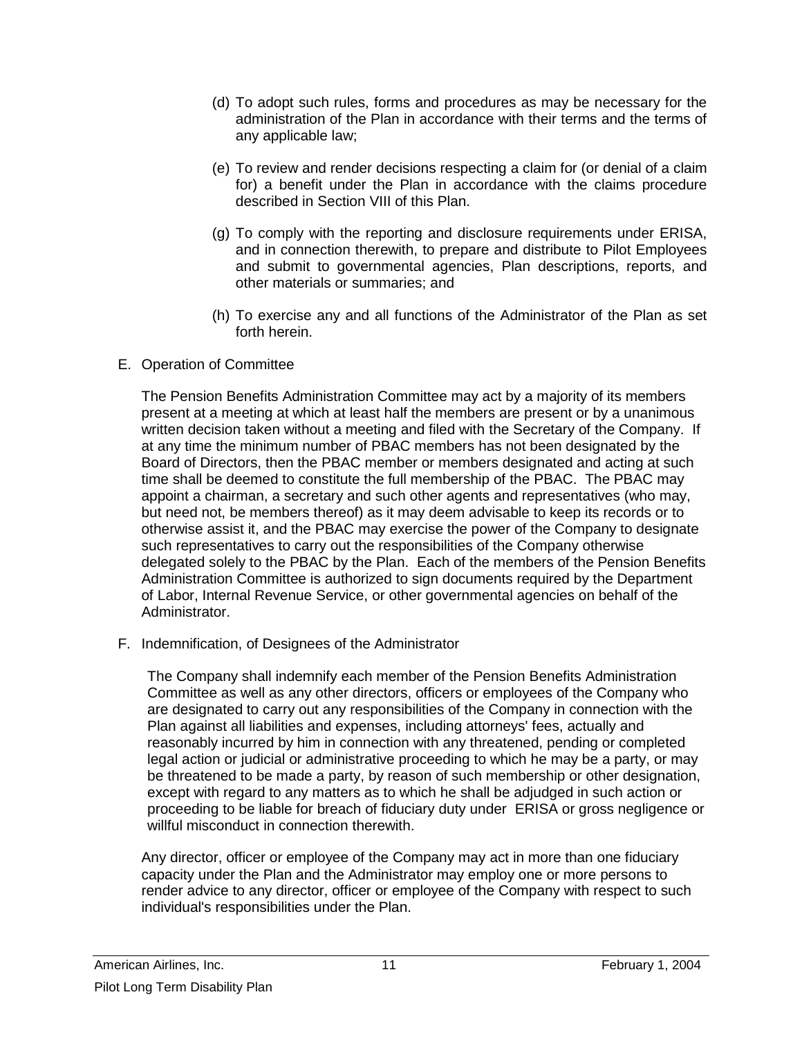(d) To adopt such rules, forms and procedures as may be necessary for the administration of the Plan in accordance with their terms and the terms of any applicable law;

(e) To review and render decisions respecting a claim for (or denial of a claim for) a benefit under the Plan in accordance with the claims procedure described in Section VIII of this Plan.

(g) To comply with the reporting and disclosure requirements under ERISA, and in connection therewith, to prepare and distribute to Pilot Employees and submit to governmental agencies, Plan descriptions, reports, and other materials or summaries; and

(h) To exercise any and all functions of the Administrator of the Plan as set forth herein.

E. Operation of Committee

The Pension Benefits Administration Committee may act by a majority of its members present at a meeting at which at least half the members are present or by a unanimous written decision taken without a meeting and filed with the Secretary of the Company. If at any time the minimum number of PBAC members has not been designated by the Board of Directors, then the PBAC member or members designated and acting at such time shall be deemed to constitute the full membership of the PBAC. The PBAC may appoint a chairman, a secretary and such other agents and representatives (who may, but need not, be members thereof) as it may deem advisable to keep its records or to otherwise assist it, and the PBAC may exercise the power of the Company to designate such representatives to carry out the responsibilities of the Company otherwise delegated solely to the PBAC by the Plan. Each of the members of the Pension Benefits Administration Committee is authorized to sign documents required by the Department of Labor, Internal Revenue Service, or other governmental agencies on behalf of the Administrator.

F. Indemnification, of Designees of the Administrator

The Company shall indemnify each member of the Pension Benefits Administration Committee as well as any other directors, officers or employees of the Company who are designated to carry out any responsibilities of the Company in connection with the Plan against all liabilities and expenses, including attorneys' fees, actually and reasonably incurred by him in connection with any threatened, pending or completed legal action or judicial or administrative proceeding to which he may be a party, or may be threatened to be made a party, by reason of such membership or other designation, except with regard to any matters as to which he shall be adjudged in such action or proceeding to be liable for breach of fiduciary duty under ERISA or gross negligence or willful misconduct in connection therewith.

Any director, officer or employee of the Company may act in more than one fiduciary capacity under the Plan and the Administrator may employ one or more persons to render advice to any director, officer or employee of the Company with respect to such individual's responsibilities under the Plan.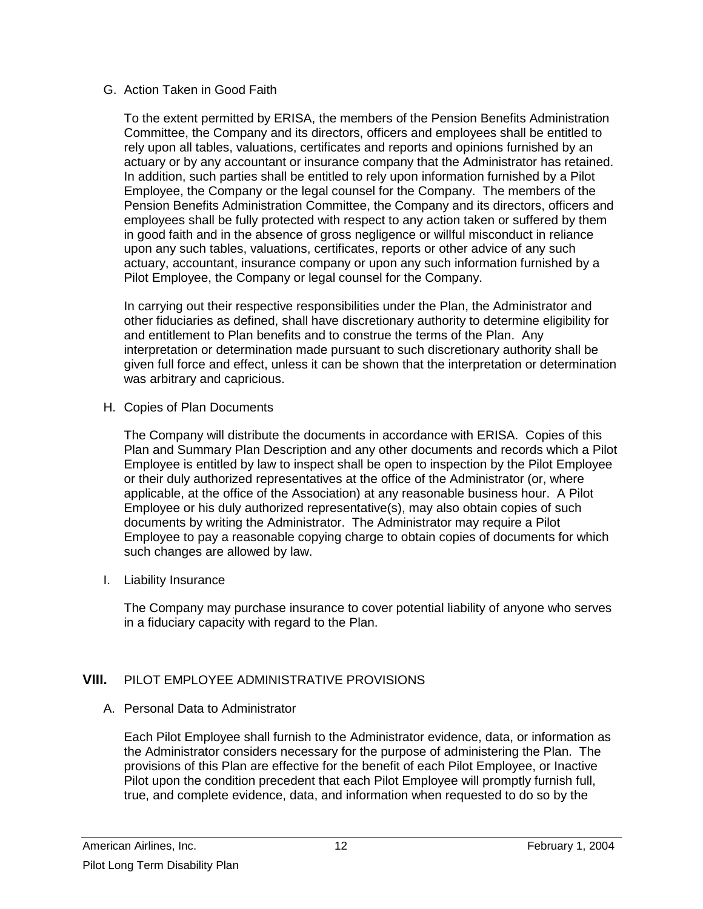G. Action Taken in Good Faith

To the extent permitted by ERISA, the members of the Pension Benefits Administration Committee, the Company and its directors, officers and employees shall be entitled to rely upon all tables, valuations, certificates and reports and opinions furnished by an actuary or by any accountant or insurance company that the Administrator has retained. In addition, such parties shall be entitled to rely upon information furnished by a Pilot Employee, the Company or the legal counsel for the Company. The members of the Pension Benefits Administration Committee, the Company and its directors, officers and employees shall be fully protected with respect to any action taken or suffered by them in good faith and in the absence of gross negligence or willful misconduct in reliance upon any such tables, valuations, certificates, reports or other advice of any such actuary, accountant, insurance company or upon any such information furnished by a Pilot Employee, the Company or legal counsel for the Company.

In carrying out their respective responsibilities under the Plan, the Administrator and other fiduciaries as defined, shall have discretionary authority to determine eligibility for and entitlement to Plan benefits and to construe the terms of the Plan. Any interpretation or determination made pursuant to such discretionary authority shall be given full force and effect, unless it can be shown that the interpretation or determination was arbitrary and capricious.

H. Copies of Plan Documents

The Company will distribute the documents in accordance with ERISA. Copies of this Plan and Summary Plan Description and any other documents and records which a Pilot Employee is entitled by law to inspect shall be open to inspection by the Pilot Employee or their duly authorized representatives at the office of the Administrator (or, where applicable, at the office of the Association) at any reasonable business hour. A Pilot Employee or his duly authorized representative(s), may also obtain copies of such documents by writing the Administrator. The Administrator may require a Pilot Employee to pay a reasonable copying charge to obtain copies of documents for which such changes are allowed by law.

I. Liability Insurance

The Company may purchase insurance to cover potential liability of anyone who serves in a fiduciary capacity with regard to the Plan.

## VIII. PILOT EMPLOYEE ADMINISTRATIVE PROVISIONS

A. Personal Data to Administrator

Each Pilot Employee shall furnish to the Administrator evidence, data, or information as the Administrator considers necessary for the purpose of administering the Plan. The provisions of this Plan are effective for the benefit of each Pilot Employee, or Inactive Pilot upon the condition precedent that each Pilot Employee will promptly furnish full, true, and complete evidence, data, and information when requested to do so by the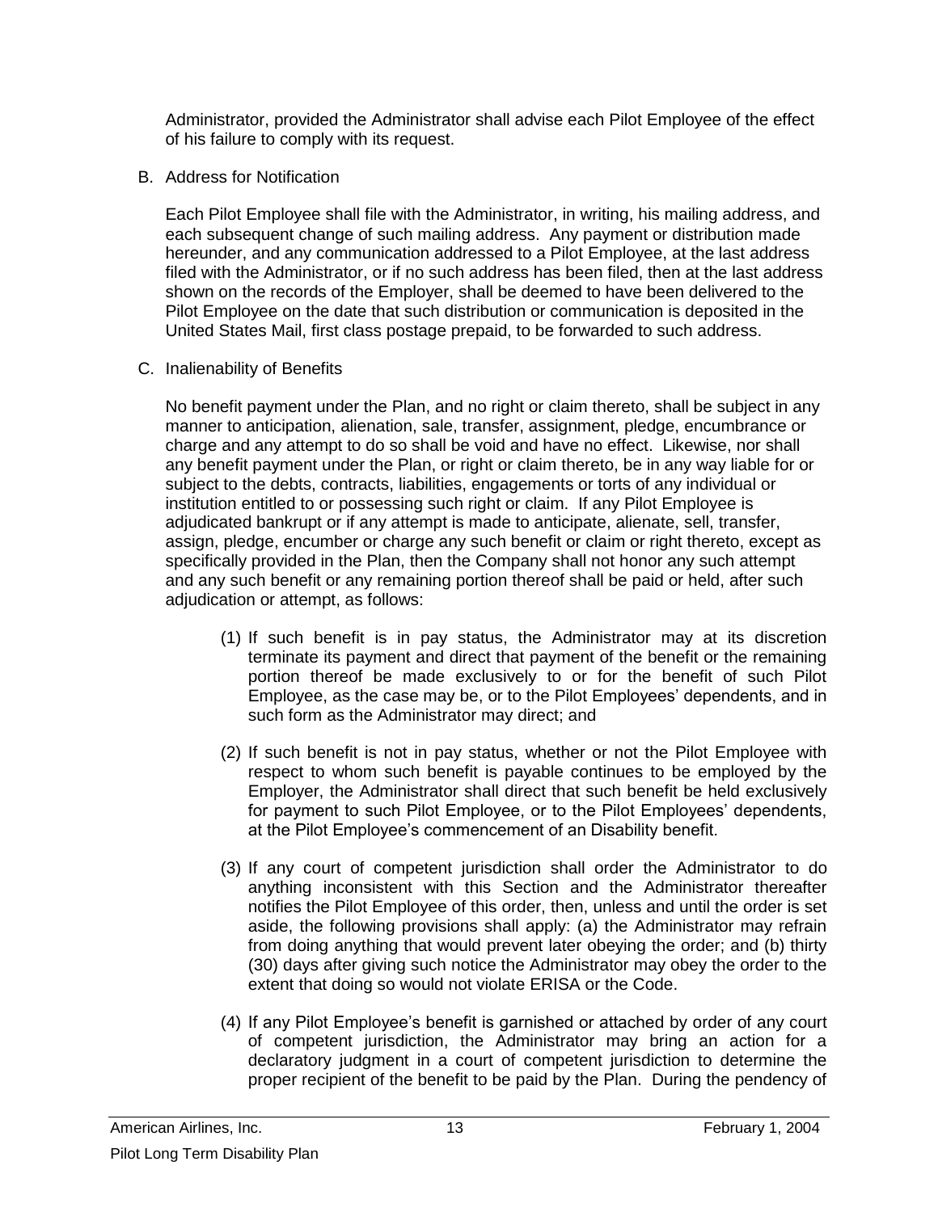Administrator, provided the Administrator shall advise each Pilot Employee of the effect of his failure to comply with its request.

B. Address for Notification

Each Pilot Employee shall file with the Administrator, in writing, his mailing address, and each subsequent change of such mailing address. Any payment or distribution made hereunder, and any communication addressed to a Pilot Employee, at the last address filed with the Administrator, or if no such address has been filed, then at the last address shown on the records of the Employer, shall be deemed to have been delivered to the Pilot Employee on the date that such distribution or communication is deposited in the United States Mail, first class postage prepaid, to be forwarded to such address.

C. Inalienability of Benefits

No benefit payment under the Plan, and no right or claim thereto, shall be subject in any manner to anticipation, alienation, sale, transfer, assignment, pledge, encumbrance or charge and any attempt to do so shall be void and have no effect. Likewise, nor shall any benefit payment under the Plan, or right or claim thereto, be in any way liable for or subject to the debts, contracts, liabilities, engagements or torts of any individual or institution entitled to or possessing such right or claim. If any Pilot Employee is adjudicated bankrupt or if any attempt is made to anticipate, alienate, sell, transfer, assign, pledge, encumber or charge any such benefit or claim or right thereto, except as specifically provided in the Plan, then the Company shall not honor any such attempt and any such benefit or any remaining portion thereof shall be paid or held, after such adjudication or attempt, as follows:

(1) If such benefit is in pay status, the Administrator may at its discretion terminate its payment and direct that payment of the benefit or the remaining portion thereof be made exclusively to or for the benefit of such Pilot Employee, as the case may be, or to the Pilot Employees' dependents, and in such form as the Administrator may direct; and

(2) If such benefit is not in pay status, whether or not the Pilot Employee with respect to whom such benefit is payable continues to be employed by the Employer, the Administrator shall direct that such benefit be held exclusively for payment to such Pilot Employee, or to the Pilot Employees' dependents, at the Pilot Employee's commencement of an Disability benefit.

(3) If any court of competent jurisdiction shall order the Administrator to do anything inconsistent with this Section and the Administrator thereafter notifies the Pilot Employee of this order, then, unless and until the order is set aside, the following provisions shall apply: (a) the Administrator may refrain from doing anything that would prevent later obeying the order; and (b) thirty (30) days after giving such notice the Administrator may obey the order to the extent that doing so would not violate ERISA or the Code.

(4) If any Pilot Employee's benefit is garnished or attached by order of any court of competent jurisdiction, the Administrator may bring an action for a declaratory judgment in a court of competent jurisdiction to determine the proper recipient of the benefit to be paid by the Plan. During the pendency of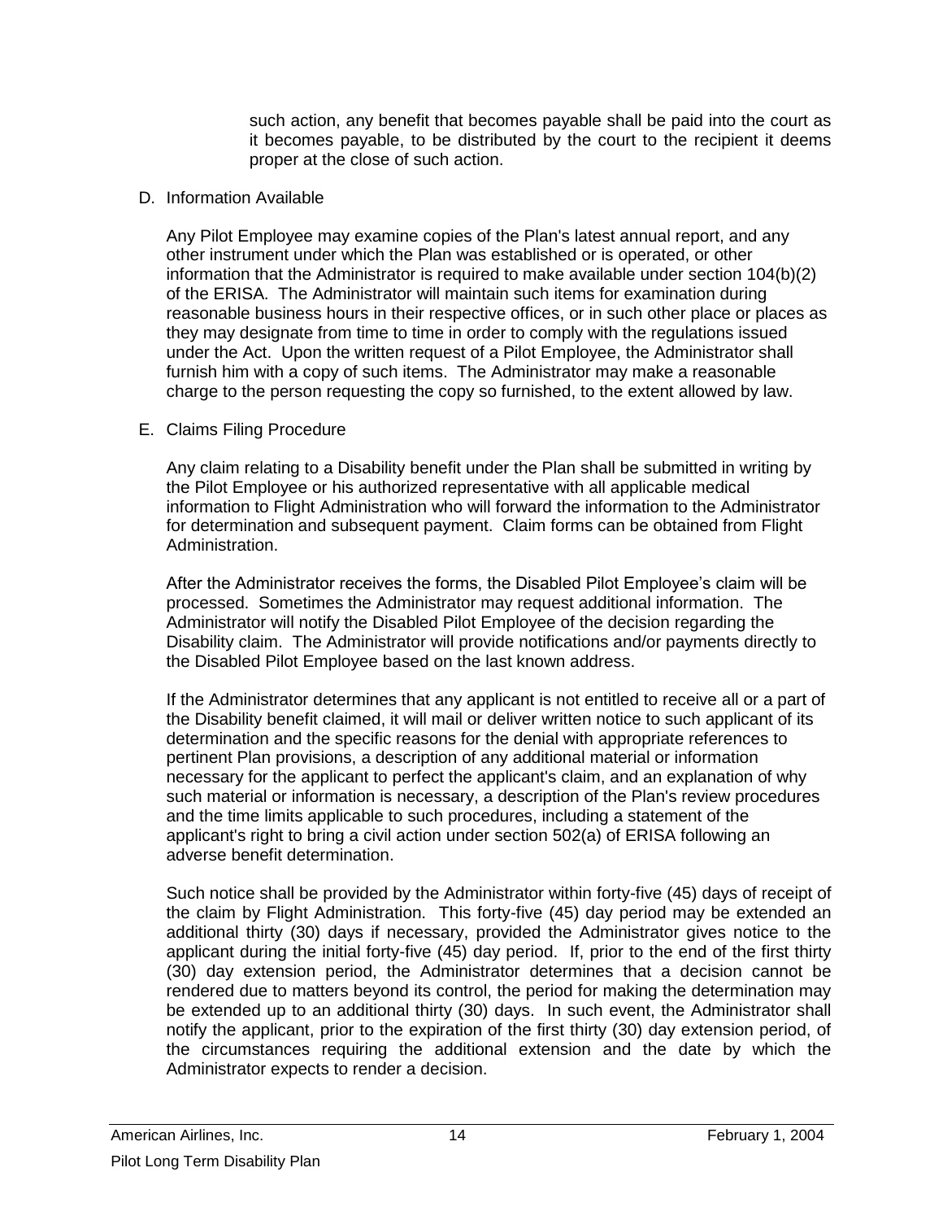such action, any benefit that becomes payable shall be paid into the court as it becomes payable, to be distributed by the court to the recipient it deems proper at the close of such action.

D. Information Available

Any Pilot Employee may examine copies of the Plan's latest annual report, and any other instrument under which the Plan was established or is operated, or other information that the Administrator is required to make available under section 104(b)(2) of the ERISA. The Administrator will maintain such items for examination during reasonable business hours in their respective offices, or in such other place or places as they may designate from time to time in order to comply with the regulations issued under the Act. Upon the written request of a Pilot Employee, the Administrator shall furnish him with a copy of such items. The Administrator may make a reasonable charge to the person requesting the copy so furnished, to the extent allowed by law.

E. Claims Filing Procedure

Any claim relating to a Disability benefit under the Plan shall be submitted in writing by the Pilot Employee or his authorized representative with all applicable medical information to Flight Administration who will forward the information to the Administrator for determination and subsequent payment. Claim forms can be obtained from Flight Administration.

After the Administrator receives the forms, the Disabled Pilot Employee's claim will be processed. Sometimes the Administrator may request additional information. The Administrator will notify the Disabled Pilot Employee of the decision regarding the Disability claim. The Administrator will provide notifications and/or payments directly to the Disabled Pilot Employee based on the last known address.

If the Administrator determines that any applicant is not entitled to receive all or a part of the Disability benefit claimed, it will mail or deliver written notice to such applicant of its determination and the specific reasons for the denial with appropriate references to pertinent Plan provisions, a description of any additional material or information necessary for the applicant to perfect the applicant's claim, and an explanation of why such material or information is necessary, a description of the Plan's review procedures and the time limits applicable to such procedures, including a statement of the applicant's right to bring a civil action under section 502(a) of ERISA following an adverse benefit determination.

Such notice shall be provided by the Administrator within forty-five (45) days of receipt of the claim by Flight Administration. This forty-five (45) day period may be extended an additional thirty (30) days if necessary, provided the Administrator gives notice to the applicant during the initial forty-five (45) day period. If, prior to the end of the first thirty (30) day extension period, the Administrator determines that a decision cannot be rendered due to matters beyond its control, the period for making the determination may be extended up to an additional thirty (30) days. In such event, the Administrator shall notify the applicant, prior to the expiration of the first thirty (30) day extension period, of the circumstances requiring the additional extension and the date by which the Administrator expects to render a decision.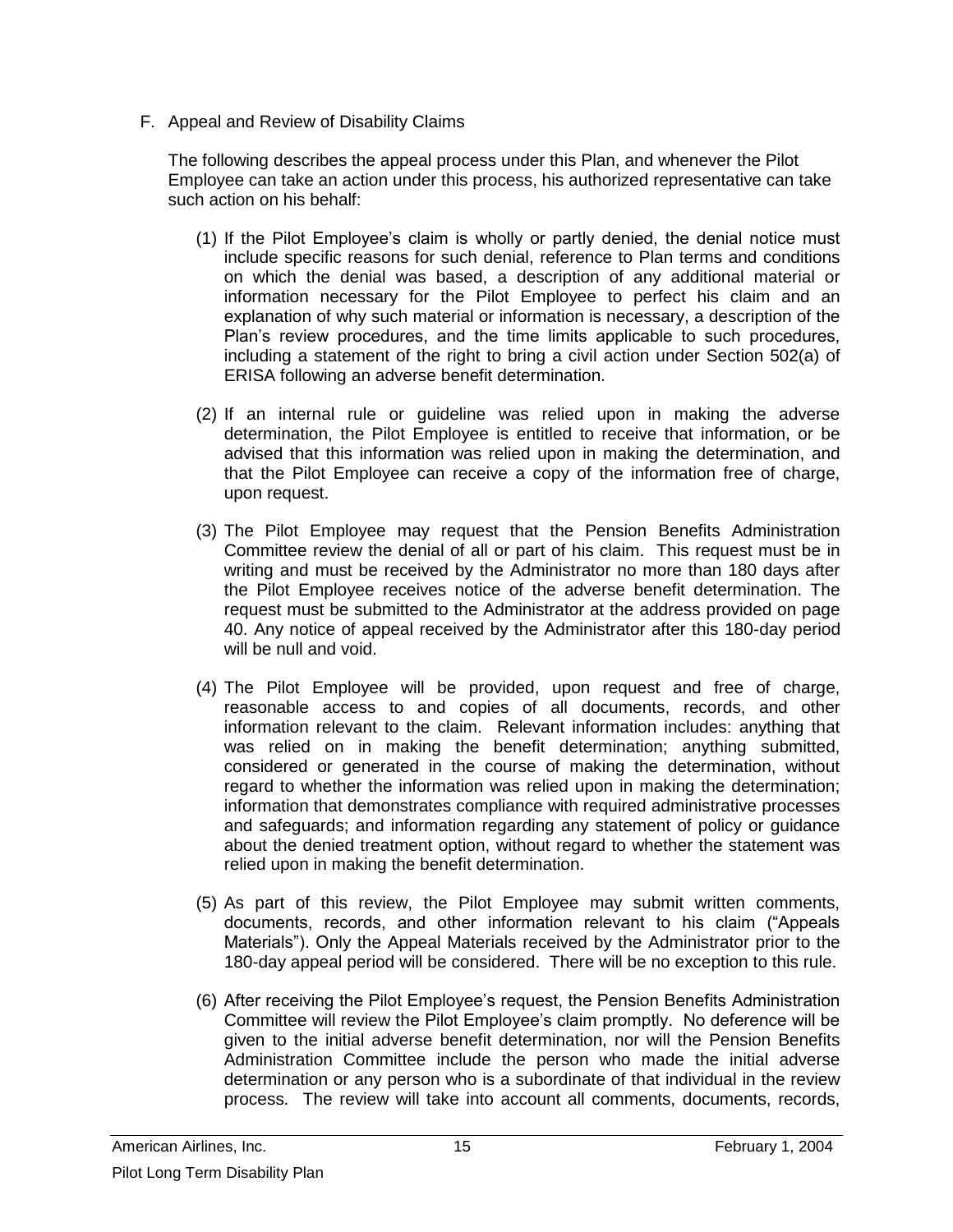F. Appeal and Review of Disability Claims

The following describes the appeal process under this Plan, and whenever the Pilot Employee can take an action under this process, his authorized representative can take such action on his behalf:

(1) If the Pilot Employee's claim is wholly or partly denied, the denial notice must include specific reasons for such denial, reference to Plan terms and conditions on which the denial was based, a description of any additional material or information necessary for the Pilot Employee to perfect his claim and an explanation of why such material or information is necessary, a description of the Plan's review procedures, and the time limits applicable to such procedures, including a statement of the right to bring a civil action under Section 502(a) of ERISA following an adverse benefit determination.

(2) If an internal rule or guideline was relied upon in making the adverse determination, the Pilot Employee is entitled to receive that information, or be advised that this information was relied upon in making the determination, and that the Pilot Employee can receive a copy of the information free of charge, upon request.

(3) The Pilot Employee may request that the Pension Benefits Administration Committee review the denial of all or part of his claim. This request must be in writing and must be received by the Administrator no more than 180 days after the Pilot Employee receives notice of the adverse benefit determination. The request must be submitted to the Administrator at the address provided on page 40. Any notice of appeal received by the Administrator after this 180-day period will be null and void.

(4) The Pilot Employee will be provided, upon request and free of charge, reasonable access to and copies of all documents, records, and other information relevant to the claim. Relevant information includes: anything that was relied on in making the benefit determination; anything submitted, considered or generated in the course of making the determination, without regard to whether the information was relied upon in making the determination; information that demonstrates compliance with required administrative processes and safeguards; and information regarding any statement of policy or guidance about the denied treatment option, without regard to whether the statement was relied upon in making the benefit determination.

(5) As part of this review, the Pilot Employee may submit written comments, documents, records, and other information relevant to his claim ("Appeals Materials"). Only the Appeal Materials received by the Administrator prior to the 180-day appeal period will be considered. There will be no exception to this rule.

(6) After receiving the Pilot Employee's request, the Pension Benefits Administration Committee will review the Pilot Employee's claim promptly. No deference will be given to the initial adverse benefit determination, nor will the Pension Benefits Administration Committee include the person who made the initial adverse determination or any person who is a subordinate of that individual in the review process. The review will take into account all comments, documents, records,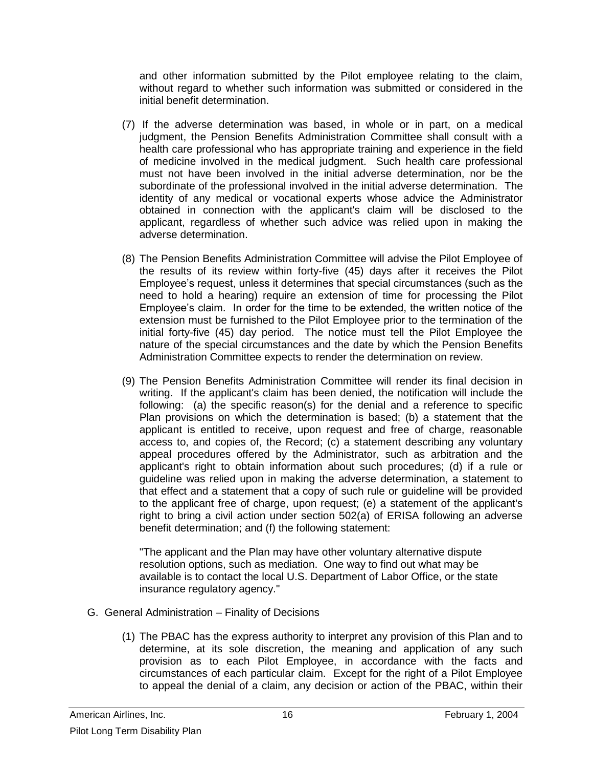and other information submitted by the Pilot employee relating to the claim, without regard to whether such information was submitted or considered in the initial benefit determination.

(7) If the adverse determination was based, in whole or in part, on a medical judgment, the Pension Benefits Administration Committee shall consult with a health care professional who has appropriate training and experience in the field of medicine involved in the medical judgment. Such health care professional must not have been involved in the initial adverse determination, nor be the subordinate of the professional involved in the initial adverse determination. The identity of any medical or vocational experts whose advice the Administrator obtained in connection with the applicant's claim will be disclosed to the applicant, regardless of whether such advice was relied upon in making the adverse determination.

(8) The Pension Benefits Administration Committee will advise the Pilot Employee of the results of its review within forty-five (45) days after it receives the Pilot Employee's request, unless it determines that special circumstances (such as the need to hold a hearing) require an extension of time for processing the Pilot Employee's claim. In order for the time to be extended, the written notice of the extension must be furnished to the Pilot Employee prior to the termination of the initial forty-five (45) day period. The notice must tell the Pilot Employee the nature of the special circumstances and the date by which the Pension Benefits Administration Committee expects to render the determination on review.

(9) The Pension Benefits Administration Committee will render its final decision in writing. If the applicant's claim has been denied, the notification will include the following: (a) the specific reason(s) for the denial and a reference to specific Plan provisions on which the determination is based; (b) a statement that the applicant is entitled to receive, upon request and free of charge, reasonable access to, and copies of, the Record; (c) a statement describing any voluntary appeal procedures offered by the Administrator, such as arbitration and the applicant's right to obtain information about such procedures; (d) if a rule or guideline was relied upon in making the adverse determination, a statement to that effect and a statement that a copy of such rule or guideline will be provided to the applicant free of charge, upon request; (e) a statement of the applicant's right to bring a civil action under section 502(a) of ERISA following an adverse benefit determination; and (f) the following statement:

"The applicant and the Plan may have other voluntary alternative dispute resolution options, such as mediation. One way to find out what may be available is to contact the local U.S. Department of Labor Office, or the state insurance regulatory agency."

G. General Administration – Finality of Decisions

(1) The PBAC has the express authority to interpret any provision of this Plan and to determine, at its sole discretion, the meaning and application of any such provision as to each Pilot Employee, in accordance with the facts and circumstances of each particular claim. Except for the right of a Pilot Employee to appeal the denial of a claim, any decision or action of the PBAC, within their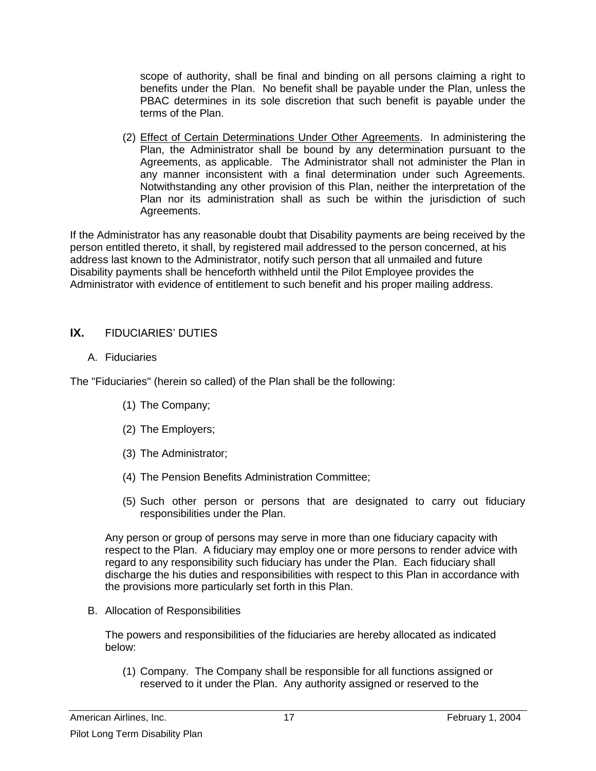scope of authority, shall be final and binding on all persons claiming a right to benefits under the Plan. No benefit shall be payable under the Plan, unless the PBAC determines in its sole discretion that such benefit is payable under the terms of the Plan.

(2) Effect of Certain Determinations Under Other Agreements. In administering the Plan, the Administrator shall be bound by any determination pursuant to the Agreements, as applicable. The Administrator shall not administer the Plan in any manner inconsistent with a final determination under such Agreements. Notwithstanding any other provision of this Plan, neither the interpretation of the Plan nor its administration shall as such be within the jurisdiction of such Agreements.

If the Administrator has any reasonable doubt that Disability payments are being received by the person entitled thereto, it shall, by registered mail addressed to the person concerned, at his address last known to the Administrator, notify such person that all unmailed and future Disability payments shall be henceforth withheld until the Pilot Employee provides the Administrator with evidence of entitlement to such benefit and his proper mailing address.

## IX. FIDUCIARIES' DUTIES

### A. Fiduciaries

The "Fiduciaries" (herein so called) of the Plan shall be the following:

(1) The Company;

(2) The Employers;

(3) The Administrator;

(4) The Pension Benefits Administration Committee;

(5) Such other person or persons that are designated to carry out fiduciary responsibilities under the Plan.

Any person or group of persons may serve in more than one fiduciary capacity with respect to the Plan. A fiduciary may employ one or more persons to render advice with regard to any responsibility such fiduciary has under the Plan. Each fiduciary shall discharge the his duties and responsibilities with respect to this Plan in accordance with the provisions more particularly set forth in this Plan.

### B. Allocation of Responsibilities

The powers and responsibilities of the fiduciaries are hereby allocated as indicated below:

(1) Company. The Company shall be responsible for all functions assigned or reserved to it under the Plan. Any authority assigned or reserved to the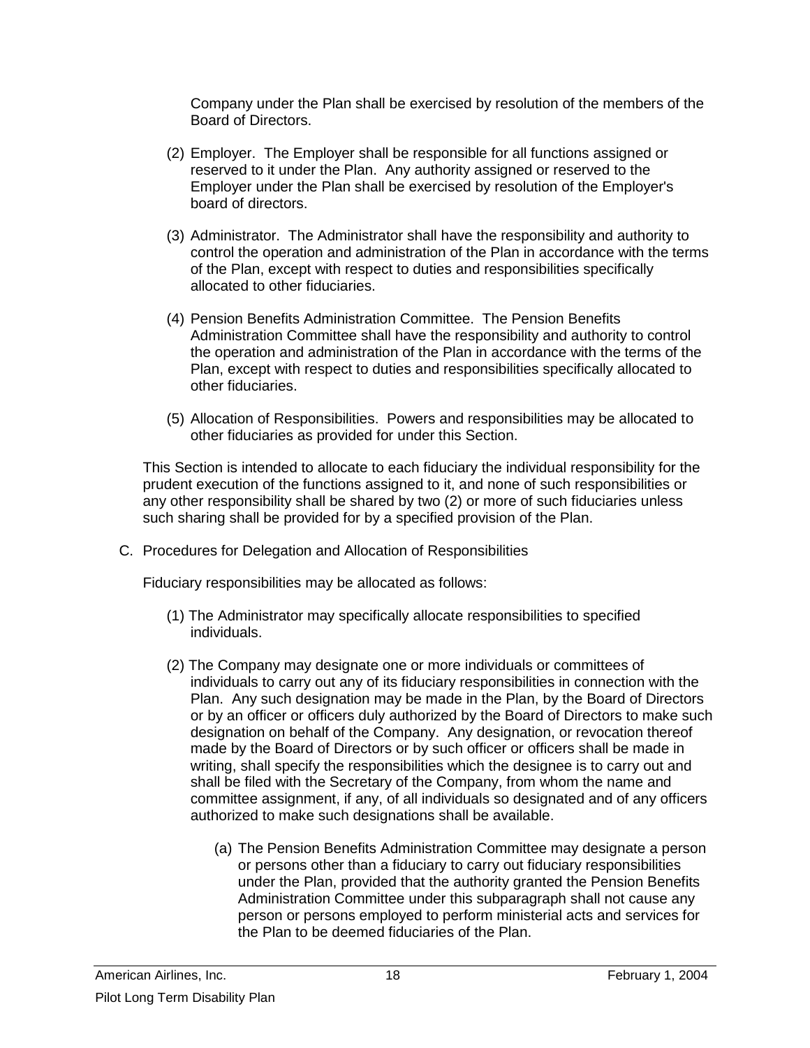Company under the Plan shall be exercised by resolution of the members of the Board of Directors.

(2) Employer. The Employer shall be responsible for all functions assigned or reserved to it under the Plan. Any authority assigned or reserved to the Employer under the Plan shall be exercised by resolution of the Employer's board of directors.

(3) Administrator. The Administrator shall have the responsibility and authority to control the operation and administration of the Plan in accordance with the terms of the Plan, except with respect to duties and responsibilities specifically allocated to other fiduciaries.

(4) Pension Benefits Administration Committee. The Pension Benefits Administration Committee shall have the responsibility and authority to control the operation and administration of the Plan in accordance with the terms of the Plan, except with respect to duties and responsibilities specifically allocated to other fiduciaries.

(5) Allocation of Responsibilities. Powers and responsibilities may be allocated to other fiduciaries as provided for under this Section.

This Section is intended to allocate to each fiduciary the individual responsibility for the prudent execution of the functions assigned to it, and none of such responsibilities or any other responsibility shall be shared by two (2) or more of such fiduciaries unless such sharing shall be provided for by a specified provision of the Plan.

C. Procedures for Delegation and Allocation of Responsibilities

Fiduciary responsibilities may be allocated as follows:

(1) The Administrator may specifically allocate responsibilities to specified individuals.

(2) The Company may designate one or more individuals or committees of individuals to carry out any of its fiduciary responsibilities in connection with the Plan. Any such designation may be made in the Plan, by the Board of Directors or by an officer or officers duly authorized by the Board of Directors to make such designation on behalf of the Company. Any designation, or revocation thereof made by the Board of Directors or by such officer or officers shall be made in writing, shall specify the responsibilities which the designee is to carry out and shall be filed with the Secretary of the Company, from whom the name and committee assignment, if any, of all individuals so designated and of any officers authorized to make such designations shall be available.

(a) The Pension Benefits Administration Committee may designate a person or persons other than a fiduciary to carry out fiduciary responsibilities under the Plan, provided that the authority granted the Pension Benefits Administration Committee under this subparagraph shall not cause any person or persons employed to perform ministerial acts and services for the Plan to be deemed fiduciaries of the Plan.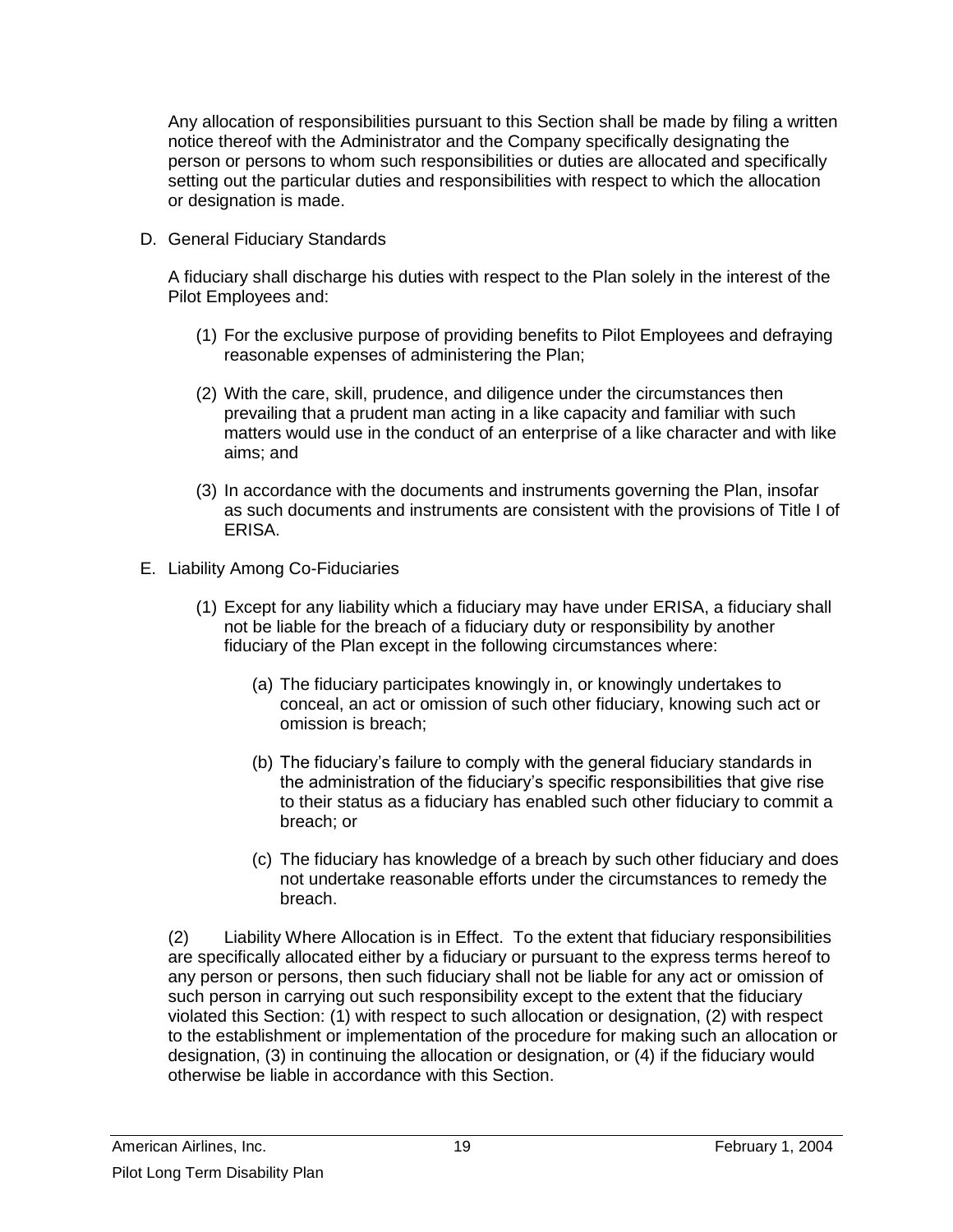Any allocation of responsibilities pursuant to this Section shall be made by filing a written notice thereof with the Administrator and the Company specifically designating the person or persons to whom such responsibilities or duties are allocated and specifically setting out the particular duties and responsibilities with respect to which the allocation or designation is made.

D. General Fiduciary Standards

A fiduciary shall discharge his duties with respect to the Plan solely in the interest of the Pilot Employees and:

(1) For the exclusive purpose of providing benefits to Pilot Employees and defraying reasonable expenses of administering the Plan;

(2) With the care, skill, prudence, and diligence under the circumstances then prevailing that a prudent man acting in a like capacity and familiar with such matters would use in the conduct of an enterprise of a like character and with like aims; and

(3) In accordance with the documents and instruments governing the Plan, insofar as such documents and instruments are consistent with the provisions of Title I of ERISA.

E. Liability Among Co-Fiduciaries

(1) Except for any liability which a fiduciary may have under ERISA, a fiduciary shall not be liable for the breach of a fiduciary duty or responsibility by another fiduciary of the Plan except in the following circumstances where:

(a) The fiduciary participates knowingly in, or knowingly undertakes to conceal, an act or omission of such other fiduciary, knowing such act or omission is breach;

(b) The fiduciary's failure to comply with the general fiduciary standards in the administration of the fiduciary's specific responsibilities that give rise to their status as a fiduciary has enabled such other fiduciary to commit a breach; or

(c) The fiduciary has knowledge of a breach by such other fiduciary and does not undertake reasonable efforts under the circumstances to remedy the breach.

(2) Liability Where Allocation is in Effect. To the extent that fiduciary responsibilities are specifically allocated either by a fiduciary or pursuant to the express terms hereof to any person or persons, then such fiduciary shall not be liable for any act or omission of such person in carrying out such responsibility except to the extent that the fiduciary violated this Section: (1) with respect to such allocation or designation, (2) with respect to the establishment or implementation of the procedure for making such an allocation or designation, (3) in continuing the allocation or designation, or (4) if the fiduciary would otherwise be liable in accordance with this Section.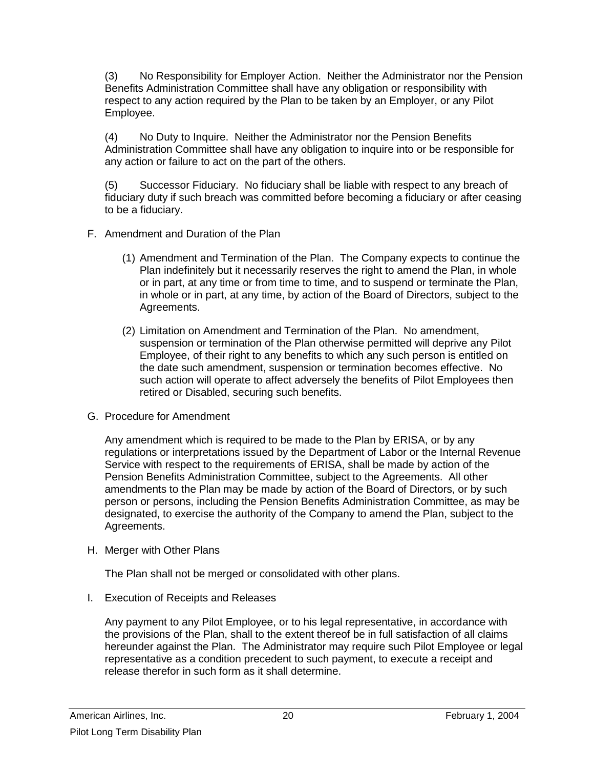(3) No Responsibility for Employer Action. Neither the Administrator nor the Pension Benefits Administration Committee shall have any obligation or responsibility with respect to any action required by the Plan to be taken by an Employer, or any Pilot Employee.

(4) No Duty to Inquire. Neither the Administrator nor the Pension Benefits Administration Committee shall have any obligation to inquire into or be responsible for any action or failure to act on the part of the others.

(5) Successor Fiduciary. No fiduciary shall be liable with respect to any breach of fiduciary duty if such breach was committed before becoming a fiduciary or after ceasing to be a fiduciary.

F. Amendment and Duration of the Plan

(1) Amendment and Termination of the Plan. The Company expects to continue the Plan indefinitely but it necessarily reserves the right to amend the Plan, in whole or in part, at any time or from time to time, and to suspend or terminate the Plan, in whole or in part, at any time, by action of the Board of Directors, subject to the Agreements.

(2) Limitation on Amendment and Termination of the Plan. No amendment, suspension or termination of the Plan otherwise permitted will deprive any Pilot Employee, of their right to any benefits to which any such person is entitled on the date such amendment, suspension or termination becomes effective. No such action will operate to affect adversely the benefits of Pilot Employees then retired or Disabled, securing such benefits.

G. Procedure for Amendment

Any amendment which is required to be made to the Plan by ERISA, or by any regulations or interpretations issued by the Department of Labor or the Internal Revenue Service with respect to the requirements of ERISA, shall be made by action of the Pension Benefits Administration Committee, subject to the Agreements. All other amendments to the Plan may be made by action of the Board of Directors, or by such person or persons, including the Pension Benefits Administration Committee, as may be designated, to exercise the authority of the Company to amend the Plan, subject to the Agreements.

H. Merger with Other Plans

The Plan shall not be merged or consolidated with other plans.

I. Execution of Receipts and Releases

Any payment to any Pilot Employee, or to his legal representative, in accordance with the provisions of the Plan, shall to the extent thereof be in full satisfaction of all claims hereunder against the Plan. The Administrator may require such Pilot Employee or legal representative as a condition precedent to such payment, to execute a receipt and release therefor in such form as it shall determine.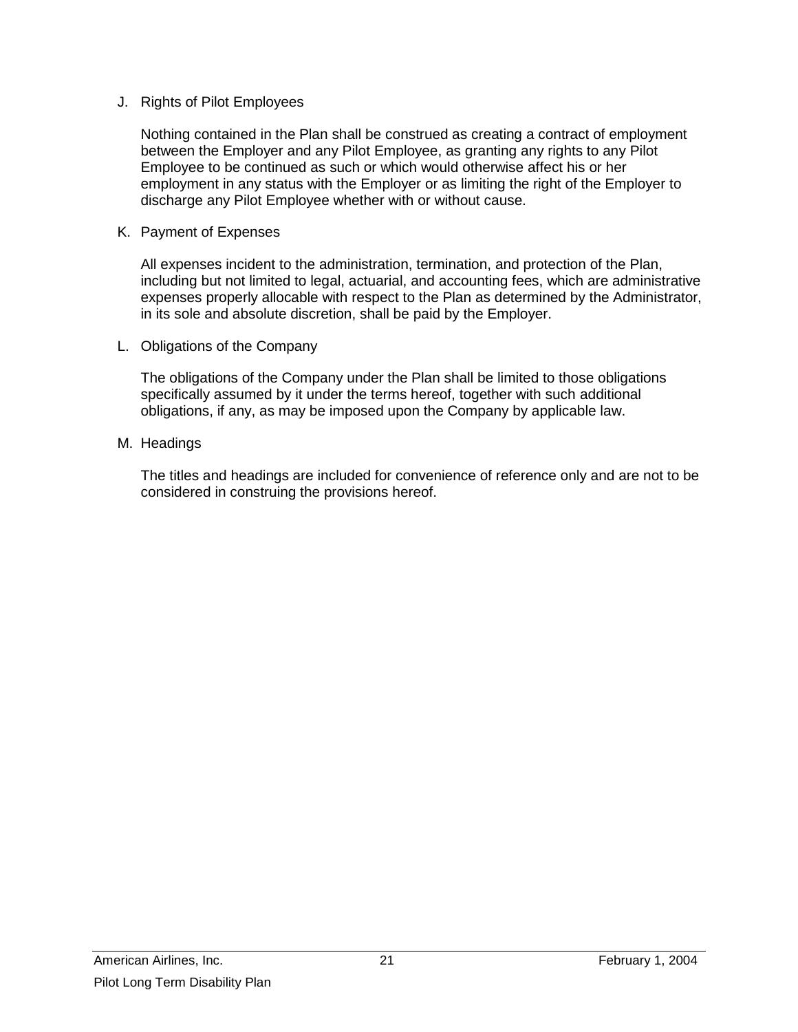J. Rights of Pilot Employees

Nothing contained in the Plan shall be construed as creating a contract of employment between the Employer and any Pilot Employee, as granting any rights to any Pilot Employee to be continued as such or which would otherwise affect his or her employment in any status with the Employer or as limiting the right of the Employer to discharge any Pilot Employee whether with or without cause.

K. Payment of Expenses

All expenses incident to the administration, termination, and protection of the Plan, including but not limited to legal, actuarial, and accounting fees, which are administrative expenses properly allocable with respect to the Plan as determined by the Administrator, in its sole and absolute discretion, shall be paid by the Employer.

L. Obligations of the Company

The obligations of the Company under the Plan shall be limited to those obligations specifically assumed by it under the terms hereof, together with such additional obligations, if any, as may be imposed upon the Company by applicable law.

M. Headings

The titles and headings are included for convenience of reference only and are not to be considered in construing the provisions hereof.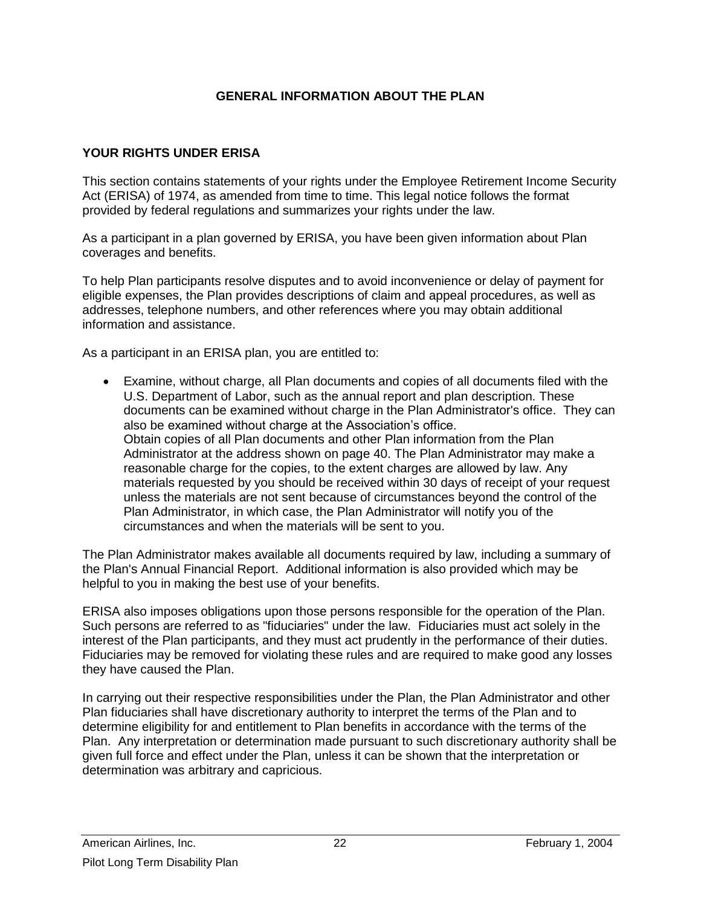## GENERAL INFORMATION ABOUT THE PLAN

### YOUR RIGHTS UNDER ERISA

This section contains statements of your rights under the Employee Retirement Income Security Act (ERISA) of 1974, as amended from time to time. This legal notice follows the format provided by federal regulations and summarizes your rights under the law.

As a participant in a plan governed by ERISA, you have been given information about Plan coverages and benefits.

To help Plan participants resolve disputes and to avoid inconvenience or delay of payment for eligible expenses, the Plan provides descriptions of claim and appeal procedures, as well as addresses, telephone numbers, and other references where you may obtain additional information and assistance.

As a participant in an ERISA plan, you are entitled to:

- Examine, without charge, all Plan documents and copies of all documents filed with the U.S. Department of Labor, such as the annual report and plan description. These documents can be examined without charge in the Plan Administrator's office. They can also be examined without charge at the Association's office.
  Obtain copies of all Plan documents and other Plan information from the Plan Administrator at the address shown on page 40. The Plan Administrator may make a reasonable charge for the copies, to the extent charges are allowed by law. Any materials requested by you should be received within 30 days of receipt of your request unless the materials are not sent because of circumstances beyond the control of the Plan Administrator, in which case, the Plan Administrator will notify you of the circumstances and when the materials will be sent to you.

The Plan Administrator makes available all documents required by law, including a summary of the Plan's Annual Financial Report. Additional information is also provided which may be helpful to you in making the best use of your benefits.

ERISA also imposes obligations upon those persons responsible for the operation of the Plan. Such persons are referred to as "fiduciaries" under the law. Fiduciaries must act solely in the interest of the Plan participants, and they must act prudently in the performance of their duties. Fiduciaries may be removed for violating these rules and are required to make good any losses they have caused the Plan.

In carrying out their respective responsibilities under the Plan, the Plan Administrator and other Plan fiduciaries shall have discretionary authority to interpret the terms of the Plan and to determine eligibility for and entitlement to Plan benefits in accordance with the terms of the Plan. Any interpretation or determination made pursuant to such discretionary authority shall be given full force and effect under the Plan, unless it can be shown that the interpretation or determination was arbitrary and capricious.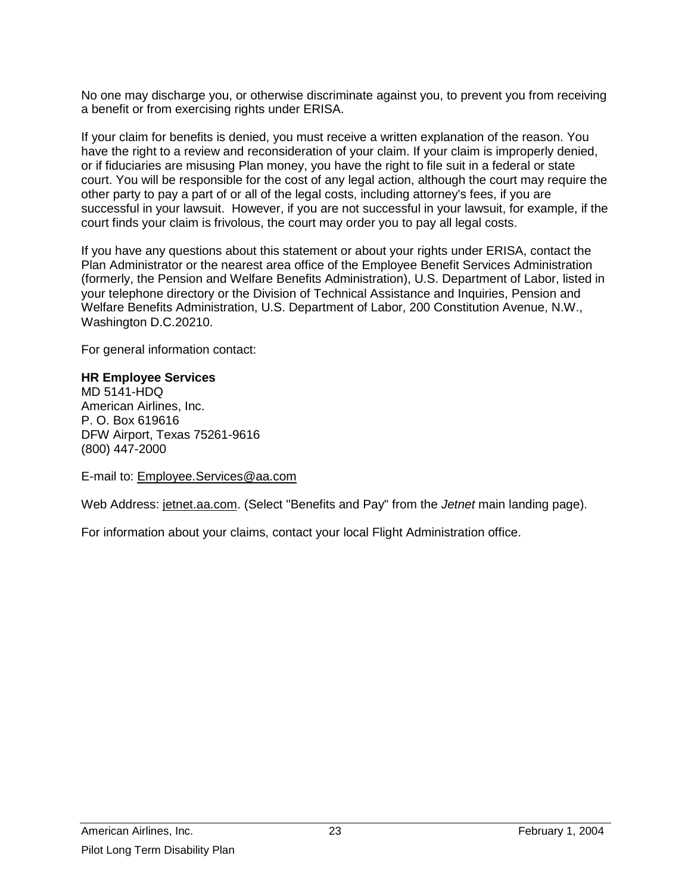No one may discharge you, or otherwise discriminate against you, to prevent you from receiving a benefit or from exercising rights under ERISA.

If your claim for benefits is denied, you must receive a written explanation of the reason. You have the right to a review and reconsideration of your claim. If your claim is improperly denied, or if fiduciaries are misusing Plan money, you have the right to file suit in a federal or state court. You will be responsible for the cost of any legal action, although the court may require the other party to pay a part of or all of the legal costs, including attorney's fees, if you are successful in your lawsuit. However, if you are not successful in your lawsuit, for example, if the court finds your claim is frivolous, the court may order you to pay all legal costs.

If you have any questions about this statement or about your rights under ERISA, contact the Plan Administrator or the nearest area office of the Employee Benefit Services Administration (formerly, the Pension and Welfare Benefits Administration), U.S. Department of Labor, listed in your telephone directory or the Division of Technical Assistance and Inquiries, Pension and Welfare Benefits Administration, U.S. Department of Labor, 200 Constitution Avenue, N.W., Washington D.C.20210.

For general information contact:

**HR Employee Services**
MD 5141-HDQ
American Airlines, Inc.
P. O. Box 619616
DFW Airport, Texas 75261-9616
(800) 447-2000

E-mail to: Employee.Services@aa.com

Web Address: jetnet.aa.com. (Select "Benefits and Pay" from the *Jetnet* main landing page).

For information about your claims, contact your local Flight Administration office.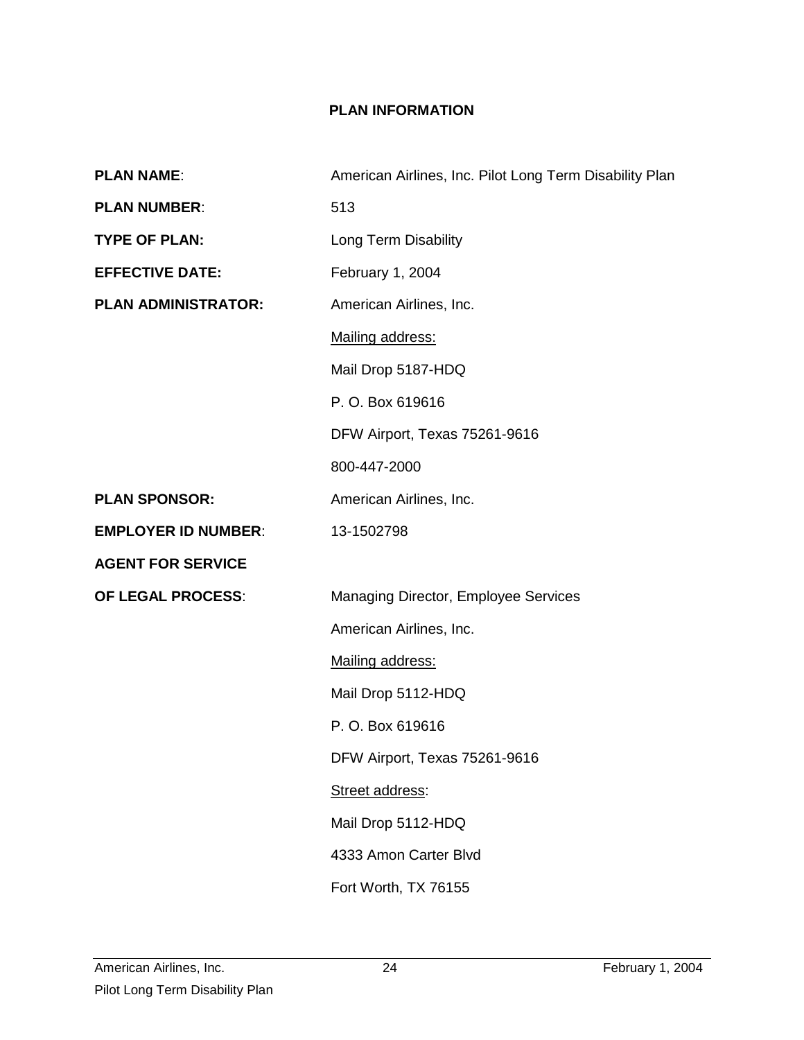## PLAN INFORMATION

**PLAN NAME**: American Airlines, Inc. Pilot Long Term Disability Plan

**PLAN NUMBER**: 513

**TYPE OF PLAN:** Long Term Disability

**EFFECTIVE DATE:** February 1, 2004

**PLAN ADMINISTRATOR:** American Airlines, Inc.

Mailing address:

Mail Drop 5187-HDQ

P. O. Box 619616

DFW Airport, Texas 75261-9616

800-447-2000

**PLAN SPONSOR:** American Airlines, Inc.

**EMPLOYER ID NUMBER**: 13-1502798

**AGENT FOR SERVICE OF LEGAL PROCESS**: Managing Director, Employee Services

American Airlines, Inc.

Mailing address:

Mail Drop 5112-HDQ

P. O. Box 619616

DFW Airport, Texas 75261-9616

Street address:

Mail Drop 5112-HDQ

4333 Amon Carter Blvd

Fort Worth, TX 76155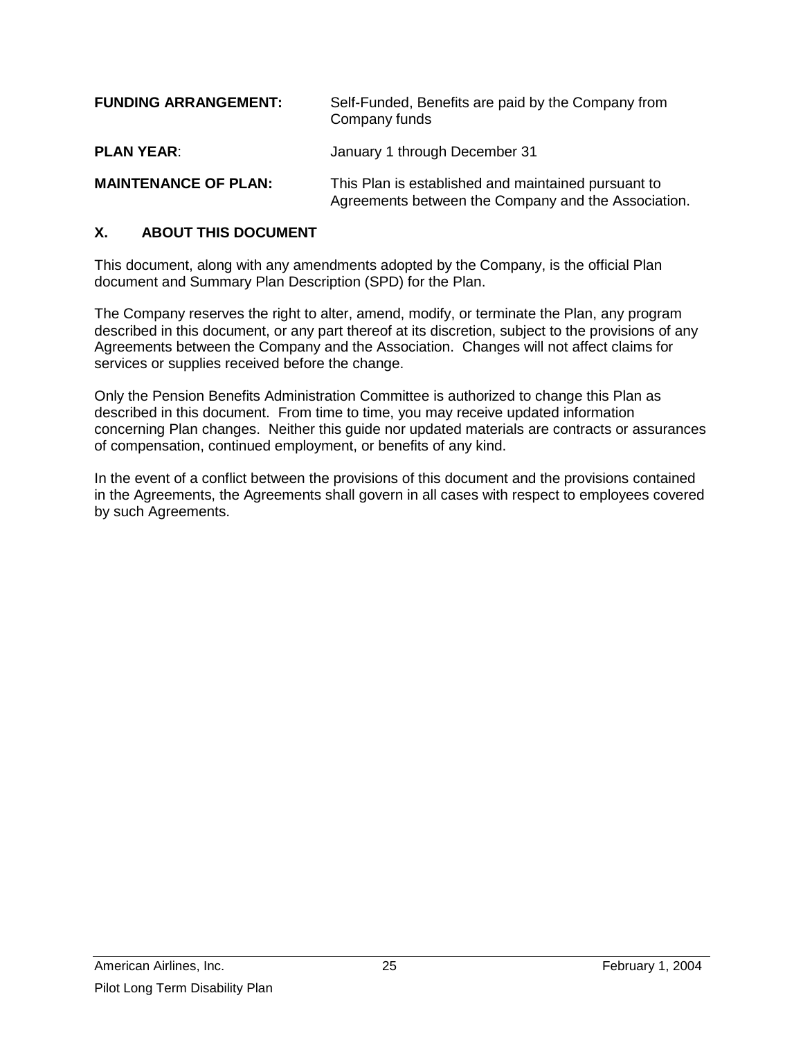| | |
|---|---|
| **FUNDING ARRANGEMENT:** | Self-Funded, Benefits are paid by the Company from Company funds |
| **PLAN YEAR**: | January 1 through December 31 |
| **MAINTENANCE OF PLAN:** | This Plan is established and maintained pursuant to Agreements between the Company and the Association. |

## X. ABOUT THIS DOCUMENT

This document, along with any amendments adopted by the Company, is the official Plan document and Summary Plan Description (SPD) for the Plan.

The Company reserves the right to alter, amend, modify, or terminate the Plan, any program described in this document, or any part thereof at its discretion, subject to the provisions of any Agreements between the Company and the Association. Changes will not affect claims for services or supplies received before the change.

Only the Pension Benefits Administration Committee is authorized to change this Plan as described in this document. From time to time, you may receive updated information concerning Plan changes. Neither this guide nor updated materials are contracts or assurances of compensation, continued employment, or benefits of any kind.

In the event of a conflict between the provisions of this document and the provisions contained in the Agreements, the Agreements shall govern in all cases with respect to employees covered by such Agreements.